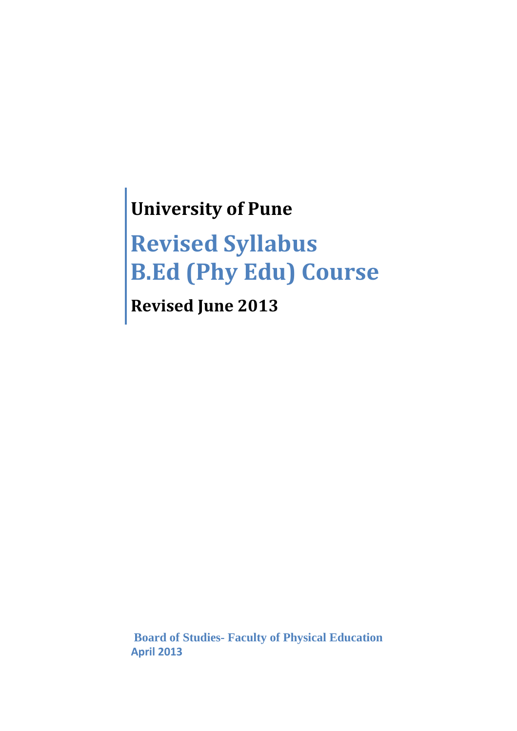**University of Pune**

# Revised Syllabus
# B.Ed (Phy Edu) Course

**Revised June 2013**

**Board of Studies- Faculty of Physical Education**
**April 2013**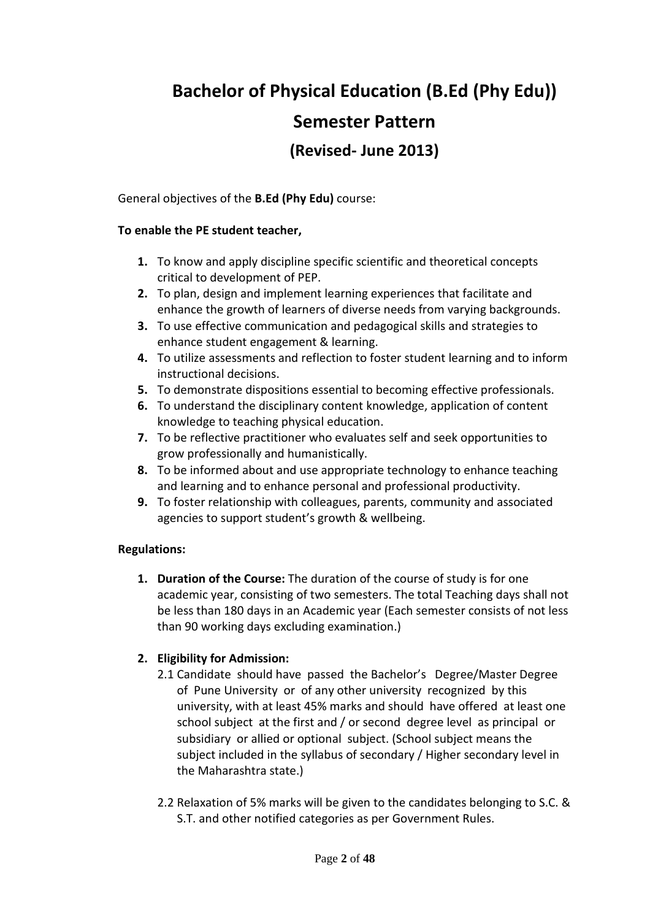# Bachelor of Physical Education (B.Ed (Phy Edu))

## Semester Pattern

### (Revised- June 2013)

General objectives of the **B.Ed (Phy Edu)** course:

**To enable the PE student teacher,**

1. To know and apply discipline specific scientific and theoretical concepts critical to development of PEP.
2. To plan, design and implement learning experiences that facilitate and enhance the growth of learners of diverse needs from varying backgrounds.
3. To use effective communication and pedagogical skills and strategies to enhance student engagement & learning.
4. To utilize assessments and reflection to foster student learning and to inform instructional decisions.
5. To demonstrate dispositions essential to becoming effective professionals.
6. To understand the disciplinary content knowledge, application of content knowledge to teaching physical education.
7. To be reflective practitioner who evaluates self and seek opportunities to grow professionally and humanistically.
8. To be informed about and use appropriate technology to enhance teaching and learning and to enhance personal and professional productivity.
9. To foster relationship with colleagues, parents, community and associated agencies to support student's growth & wellbeing.

**Regulations:**

1. **Duration of the Course:** The duration of the course of study is for one academic year, consisting of two semesters. The total Teaching days shall not be less than 180 days in an Academic year (Each semester consists of not less than 90 working days excluding examination.)

2. **Eligibility for Admission:**

   2.1 Candidate should have passed the Bachelor's Degree/Master Degree of Pune University or of any other university recognized by this university, with at least 45% marks and should have offered at least one school subject at the first and / or second degree level as principal or subsidiary or allied or optional subject. (School subject means the subject included in the syllabus of secondary / Higher secondary level in the Maharashtra state.)

   2.2 Relaxation of 5% marks will be given to the candidates belonging to S.C. & S.T. and other notified categories as per Government Rules.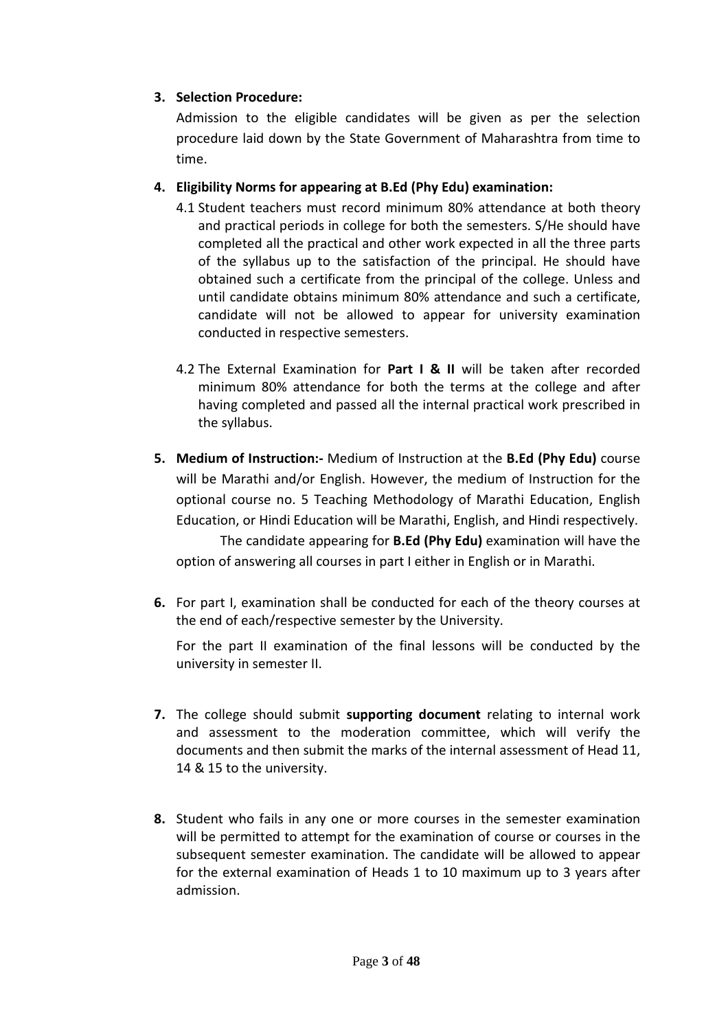3. **Selection Procedure:**

   Admission to the eligible candidates will be given as per the selection procedure laid down by the State Government of Maharashtra from time to time.

4. **Eligibility Norms for appearing at B.Ed (Phy Edu) examination:**

   4.1 Student teachers must record minimum 80% attendance at both theory and practical periods in college for both the semesters. S/He should have completed all the practical and other work expected in all the three parts of the syllabus up to the satisfaction of the principal. He should have obtained such a certificate from the principal of the college. Unless and until candidate obtains minimum 80% attendance and such a certificate, candidate will not be allowed to appear for university examination conducted in respective semesters.

   4.2 The External Examination for **Part I & II** will be taken after recorded minimum 80% attendance for both the terms at the college and after having completed and passed all the internal practical work prescribed in the syllabus.

5. **Medium of Instruction:-** Medium of Instruction at the **B.Ed (Phy Edu)** course will be Marathi and/or English. However, the medium of Instruction for the optional course no. 5 Teaching Methodology of Marathi Education, English Education, or Hindi Education will be Marathi, English, and Hindi respectively.

   The candidate appearing for **B.Ed (Phy Edu)** examination will have the option of answering all courses in part I either in English or in Marathi.

6. For part I, examination shall be conducted for each of the theory courses at the end of each/respective semester by the University.

   For the part II examination of the final lessons will be conducted by the university in semester II.

7. The college should submit **supporting document** relating to internal work and assessment to the moderation committee, which will verify the documents and then submit the marks of the internal assessment of Head 11, 14 & 15 to the university.

8. Student who fails in any one or more courses in the semester examination will be permitted to attempt for the examination of course or courses in the subsequent semester examination. The candidate will be allowed to appear for the external examination of Heads 1 to 10 maximum up to 3 years after admission.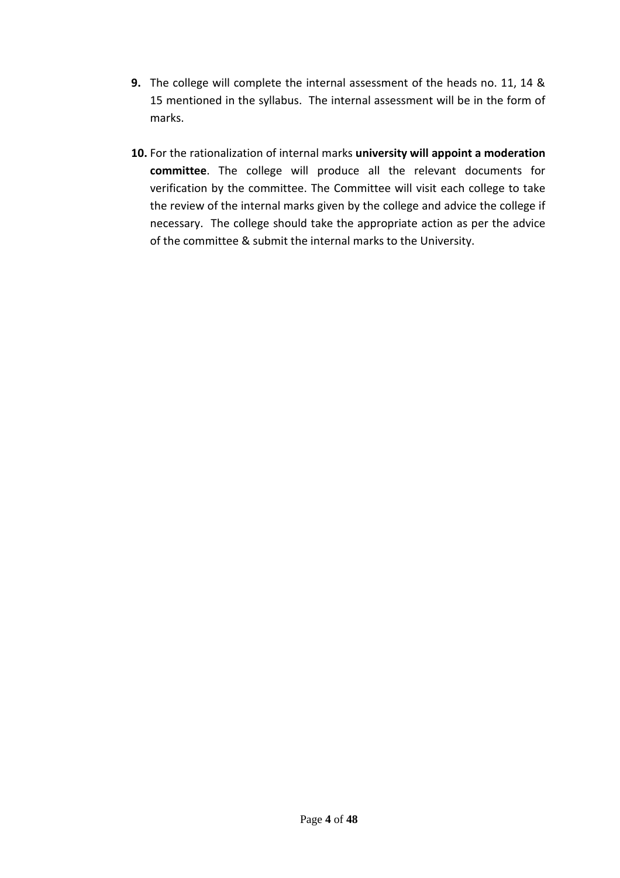9. The college will complete the internal assessment of the heads no. 11, 14 & 15 mentioned in the syllabus. The internal assessment will be in the form of marks.

10. For the rationalization of internal marks **university will appoint a moderation committee**. The college will produce all the relevant documents for verification by the committee. The Committee will visit each college to take the review of the internal marks given by the college and advice the college if necessary. The college should take the appropriate action as per the advice of the committee & submit the internal marks to the University.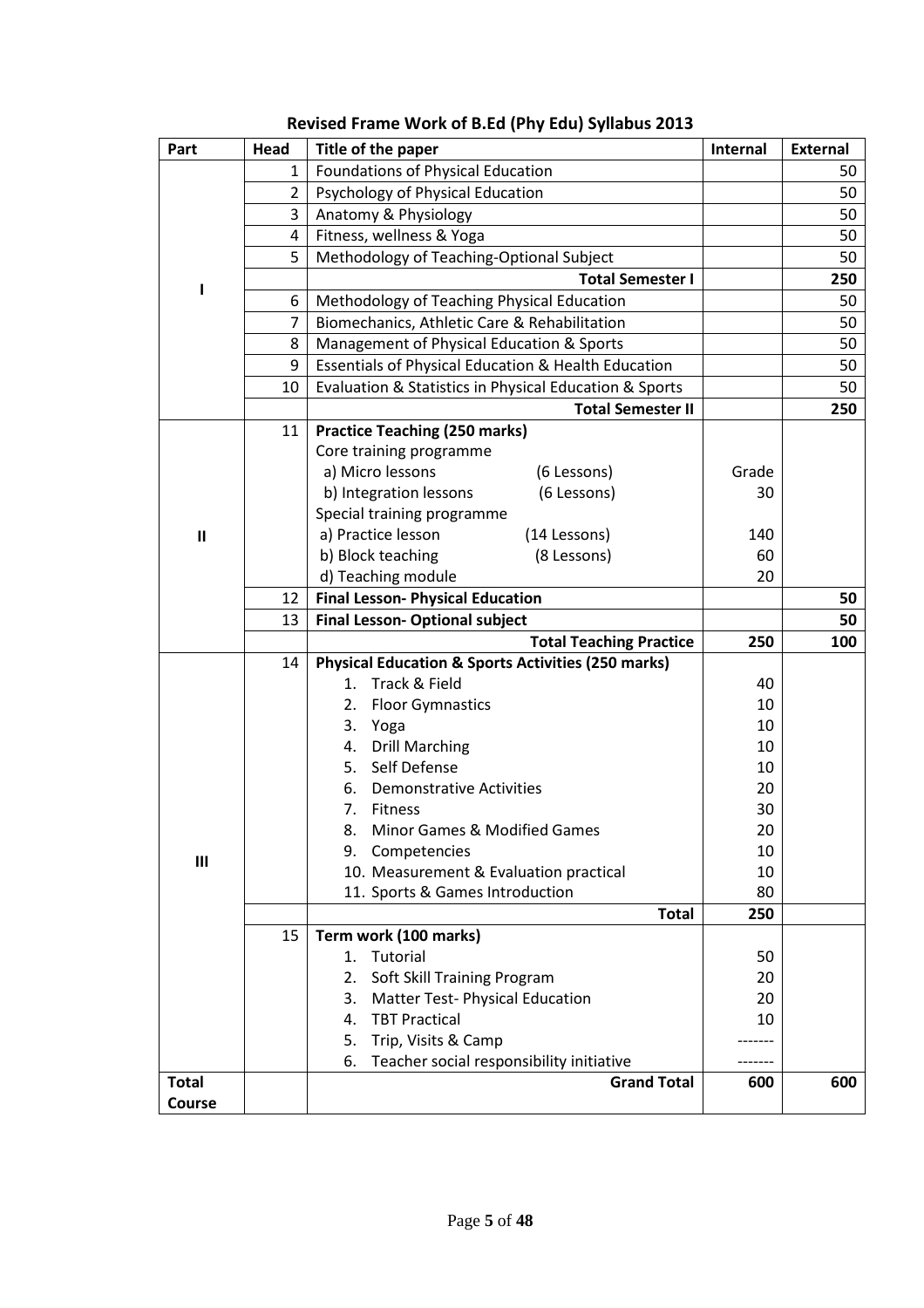**Revised Frame Work of B.Ed (Phy Edu) Syllabus 2013**

| Part | Head | Title of the paper | Internal | External |
|---|---|---|---|---|
| I | 1 | Foundations of Physical Education | | 50 |
| | 2 | Psychology of Physical Education | | 50 |
| | 3 | Anatomy & Physiology | | 50 |
| | 4 | Fitness, wellness & Yoga | | 50 |
| | 5 | Methodology of Teaching-Optional Subject | | 50 |
| | | **Total Semester I** | | **250** |
| | 6 | Methodology of Teaching Physical Education | | 50 |
| | 7 | Biomechanics, Athletic Care & Rehabilitation | | 50 |
| | 8 | Management of Physical Education & Sports | | 50 |
| | 9 | Essentials of Physical Education & Health Education | | 50 |
| | 10 | Evaluation & Statistics in Physical Education & Sports | | 50 |
| | | **Total Semester II** | | **250** |
| II | 11 | **Practice Teaching (250 marks)** | | |
| | | Core training programme | | |
| | | a) Micro lessons (6 Lessons) | Grade | |
| | | b) Integration lessons (6 Lessons) | 30 | |
| | | Special training programme | | |
| | | a) Practice lesson (14 Lessons) | 140 | |
| | | b) Block teaching (8 Lessons) | 60 | |
| | | d) Teaching module | 20 | |
| | 12 | **Final Lesson- Physical Education** | | **50** |
| | 13 | **Final Lesson- Optional subject** | | **50** |
| | | **Total Teaching Practice** | **250** | **100** |
| III | 14 | **Physical Education & Sports Activities (250 marks)** | | |
| | | 1. Track & Field | 40 | |
| | | 2. Floor Gymnastics | 10 | |
| | | 3. Yoga | 10 | |
| | | 4. Drill Marching | 10 | |
| | | 5. Self Defense | 10 | |
| | | 6. Demonstrative Activities | 20 | |
| | | 7. Fitness | 30 | |
| | | 8. Minor Games & Modified Games | 20 | |
| | | 9. Competencies | 10 | |
| | | 10. Measurement & Evaluation practical | 10 | |
| | | 11. Sports & Games Introduction | 80 | |
| | | **Total** | **250** | |
| | 15 | **Term work (100 marks)** | | |
| | | 1. Tutorial | 50 | |
| | | 2. Soft Skill Training Program | 20 | |
| | | 3. Matter Test- Physical Education | 20 | |
| | | 4. TBT Practical | 10 | |
| | | 5. Trip, Visits & Camp | ------- | |
| | | 6. Teacher social responsibility initiative | ------- | |
| **Total Course** | | **Grand Total** | **600** | **600** |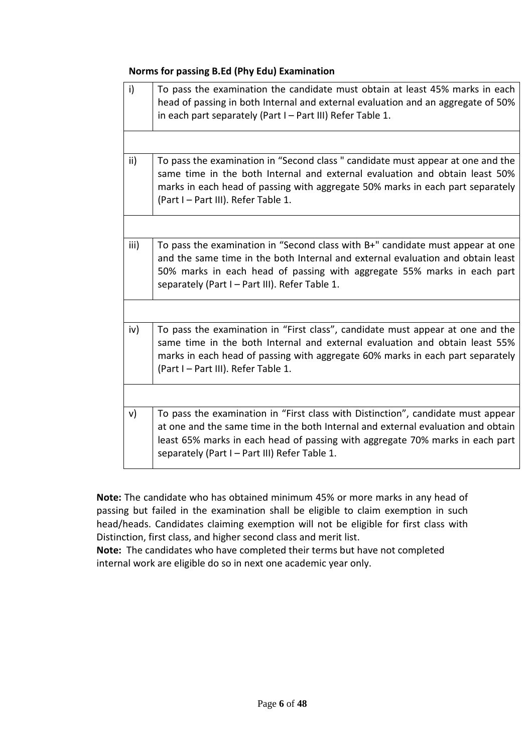**Norms for passing B.Ed (Phy Edu) Examination**

| | |
|---|---|
| i) | To pass the examination the candidate must obtain at least 45% marks in each head of passing in both Internal and external evaluation and an aggregate of 50% in each part separately (Part I – Part III) Refer Table 1. |
| | |
| ii) | To pass the examination in "Second class " candidate must appear at one and the same time in the both Internal and external evaluation and obtain least 50% marks in each head of passing with aggregate 50% marks in each part separately (Part I – Part III). Refer Table 1. |
| | |
| iii) | To pass the examination in "Second class with B+" candidate must appear at one and the same time in the both Internal and external evaluation and obtain least 50% marks in each head of passing with aggregate 55% marks in each part separately (Part I – Part III). Refer Table 1. |
| | |
| iv) | To pass the examination in "First class", candidate must appear at one and the same time in the both Internal and external evaluation and obtain least 55% marks in each head of passing with aggregate 60% marks in each part separately (Part I – Part III). Refer Table 1. |
| | |
| v) | To pass the examination in "First class with Distinction", candidate must appear at one and the same time in the both Internal and external evaluation and obtain least 65% marks in each head of passing with aggregate 70% marks in each part separately (Part I – Part III) Refer Table 1. |

**Note:** The candidate who has obtained minimum 45% or more marks in any head of passing but failed in the examination shall be eligible to claim exemption in such head/heads. Candidates claiming exemption will not be eligible for first class with Distinction, first class, and higher second class and merit list.

**Note:** The candidates who have completed their terms but have not completed internal work are eligible do so in next one academic year only.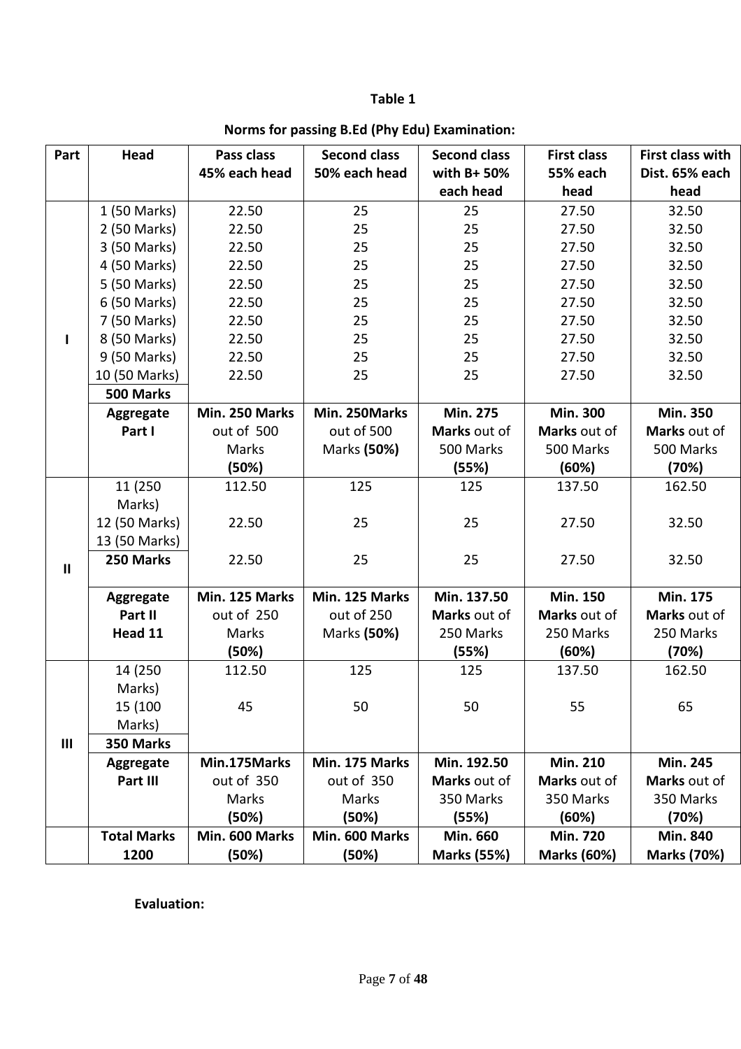**Table 1**

**Norms for passing B.Ed (Phy Edu) Examination:**

| Part | Head | Pass class 45% each head | Second class 50% each head | Second class with B+ 50% each head | First class 55% each head | First class with Dist. 65% each head |
|---|---|---|---|---|---|---|
| I | 1 (50 Marks) | 22.50 | 25 | 25 | 27.50 | 32.50 |
| | 2 (50 Marks) | 22.50 | 25 | 25 | 27.50 | 32.50 |
| | 3 (50 Marks) | 22.50 | 25 | 25 | 27.50 | 32.50 |
| | 4 (50 Marks) | 22.50 | 25 | 25 | 27.50 | 32.50 |
| | 5 (50 Marks) | 22.50 | 25 | 25 | 27.50 | 32.50 |
| | 6 (50 Marks) | 22.50 | 25 | 25 | 27.50 | 32.50 |
| | 7 (50 Marks) | 22.50 | 25 | 25 | 27.50 | 32.50 |
| | 8 (50 Marks) | 22.50 | 25 | 25 | 27.50 | 32.50 |
| | 9 (50 Marks) | 22.50 | 25 | 25 | 27.50 | 32.50 |
| | 10 (50 Marks) | 22.50 | 25 | 25 | 27.50 | 32.50 |
| | **500 Marks** | | | | | |
| | **Aggregate Part I** | **Min. 250 Marks** out of 500 Marks **(50%)** | **Min. 250Marks** out of 500 Marks **(50%)** | **Min. 275 Marks** out of 500 Marks **(55%)** | **Min. 300 Marks** out of 500 Marks **(60%)** | **Min. 350 Marks** out of 500 Marks **(70%)** |
| II | 11 (250 Marks) | 112.50 | 125 | 125 | 137.50 | 162.50 |
| | 12 (50 Marks) | 22.50 | 25 | 25 | 27.50 | 32.50 |
| | 13 (50 Marks) **250 Marks** | 22.50 | 25 | 25 | 27.50 | 32.50 |
| | **Aggregate Part II Head 11** | **Min. 125 Marks** out of 250 Marks **(50%)** | **Min. 125 Marks** out of 250 Marks **(50%)** | **Min. 137.50 Marks** out of 250 Marks **(55%)** | **Min. 150 Marks** out of 250 Marks **(60%)** | **Min. 175 Marks** out of 250 Marks **(70%)** |
| III | 14 (250 Marks) | 112.50 | 125 | 125 | 137.50 | 162.50 |
| | 15 (100 Marks) | 45 | 50 | 50 | 55 | 65 |
| | **350 Marks** | | | | | |
| | **Aggregate Part III** | **Min.175Marks** out of 350 Marks **(50%)** | **Min. 175 Marks** out of 350 Marks **(50%)** | **Min. 192.50 Marks** out of 350 Marks **(55%)** | **Min. 210 Marks** out of 350 Marks **(60%)** | **Min. 245 Marks** out of 350 Marks **(70%)** |
| | **Total Marks 1200** | **Min. 600 Marks (50%)** | **Min. 600 Marks (50%)** | **Min. 660 Marks (55%)** | **Min. 720 Marks (60%)** | **Min. 840 Marks (70%)** |

**Evaluation:**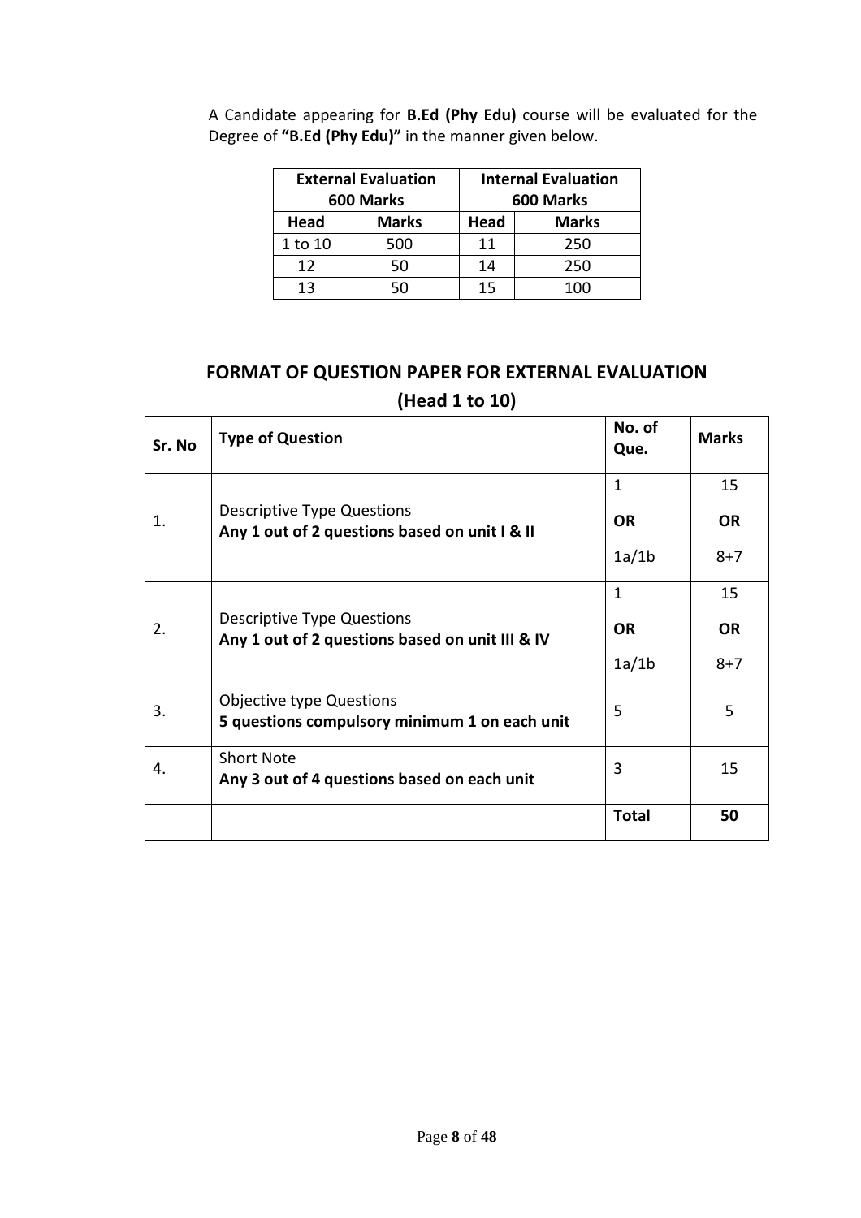A Candidate appearing for **B.Ed (Phy Edu)** course will be evaluated for the Degree of **"B.Ed (Phy Edu)"** in the manner given below.

| **External Evaluation 600 Marks** | | **Internal Evaluation 600 Marks** | |
|---|---|---|---|
| **Head** | **Marks** | **Head** | **Marks** |
| 1 to 10 | 500 | 11 | 250 |
| 12 | 50 | 14 | 250 |
| 13 | 50 | 15 | 100 |

## FORMAT OF QUESTION PAPER FOR EXTERNAL EVALUATION (Head 1 to 10)

| Sr. No | Type of Question | No. of Que. | Marks |
|---|---|---|---|
| 1. | Descriptive Type Questions **Any 1 out of 2 questions based on unit I & II** | 1 **OR** 1a/1b | 15 **OR** 8+7 |
| 2. | Descriptive Type Questions **Any 1 out of 2 questions based on unit III & IV** | 1 **OR** 1a/1b | 15 **OR** 8+7 |
| 3. | Objective type Questions **5 questions compulsory minimum 1 on each unit** | 5 | 5 |
| 4. | Short Note **Any 3 out of 4 questions based on each unit** | 3 | 15 |
| | | **Total** | **50** |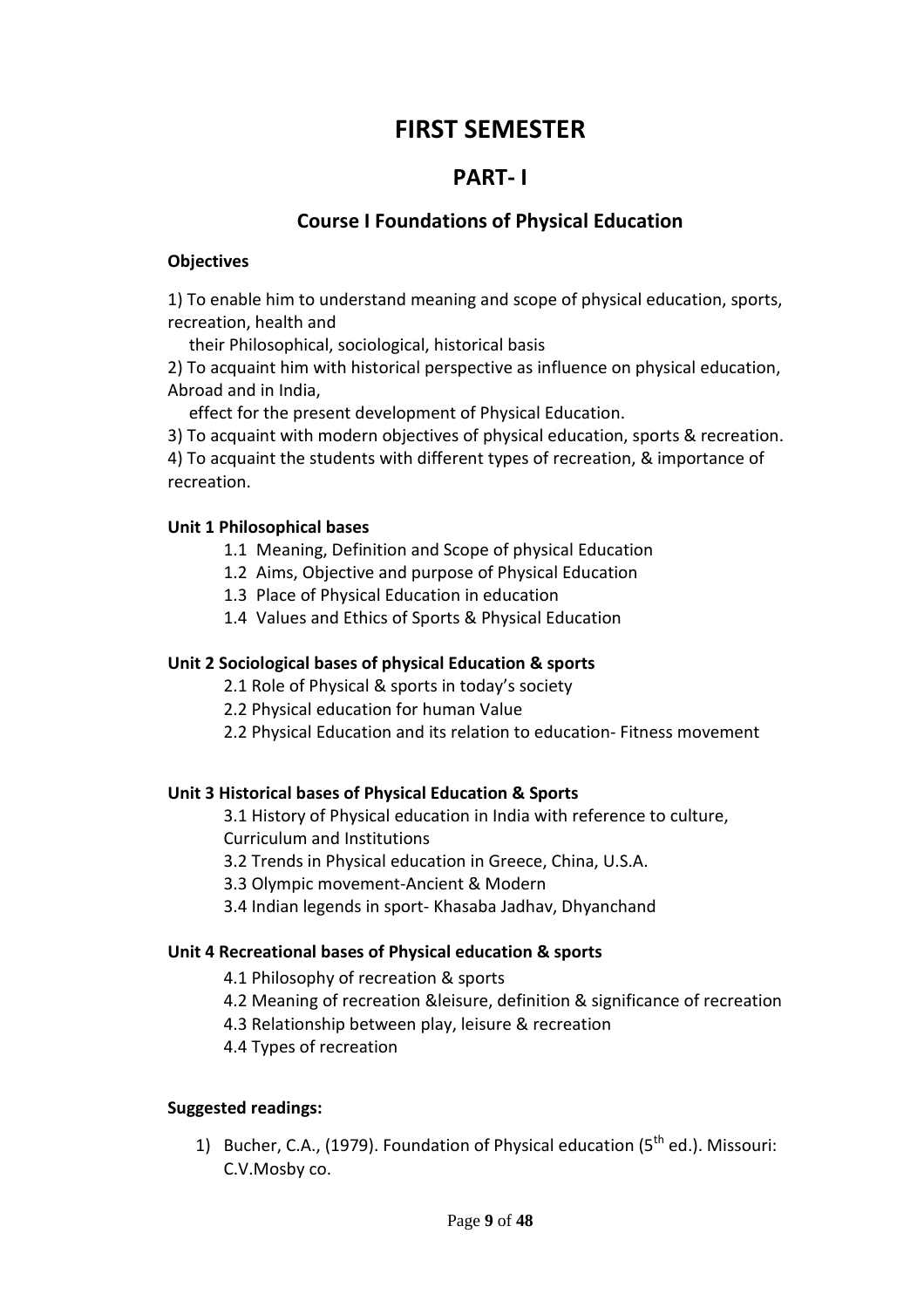# FIRST SEMESTER

## PART- I

### Course I Foundations of Physical Education

**Objectives**

1) To enable him to understand meaning and scope of physical education, sports, recreation, health and
   their Philosophical, sociological, historical basis
2) To acquaint him with historical perspective as influence on physical education, Abroad and in India,
   effect for the present development of Physical Education.
3) To acquaint with modern objectives of physical education, sports & recreation.
4) To acquaint the students with different types of recreation, & importance of recreation.

**Unit 1 Philosophical bases**

- 1.1 Meaning, Definition and Scope of physical Education
- 1.2 Aims, Objective and purpose of Physical Education
- 1.3 Place of Physical Education in education
- 1.4 Values and Ethics of Sports & Physical Education

**Unit 2 Sociological bases of physical Education & sports**

- 2.1 Role of Physical & sports in today's society
- 2.2 Physical education for human Value
- 2.2 Physical Education and its relation to education- Fitness movement

**Unit 3 Historical bases of Physical Education & Sports**

- 3.1 History of Physical education in India with reference to culture, Curriculum and Institutions
- 3.2 Trends in Physical education in Greece, China, U.S.A.
- 3.3 Olympic movement-Ancient & Modern
- 3.4 Indian legends in sport- Khasaba Jadhav, Dhyanchand

**Unit 4 Recreational bases of Physical education & sports**

- 4.1 Philosophy of recreation & sports
- 4.2 Meaning of recreation &leisure, definition & significance of recreation
- 4.3 Relationship between play, leisure & recreation
- 4.4 Types of recreation

**Suggested readings:**

1) Bucher, C.A., (1979). Foundation of Physical education (5th ed.). Missouri: C.V.Mosby co.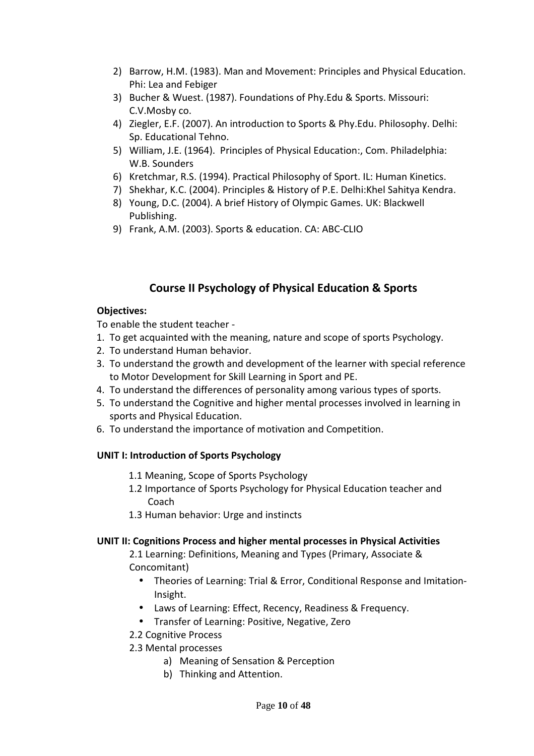2) Barrow, H.M. (1983). Man and Movement: Principles and Physical Education. Phi: Lea and Febiger
3) Bucher & Wuest. (1987). Foundations of Phy.Edu & Sports. Missouri: C.V.Mosby co.
4) Ziegler, E.F. (2007). An introduction to Sports & Phy.Edu. Philosophy. Delhi: Sp. Educational Tehno.
5) William, J.E. (1964). Principles of Physical Education:, Com. Philadelphia: W.B. Sounders
6) Kretchmar, R.S. (1994). Practical Philosophy of Sport. IL: Human Kinetics.
7) Shekhar, K.C. (2004). Principles & History of P.E. Delhi:Khel Sahitya Kendra.
8) Young, D.C. (2004). A brief History of Olympic Games. UK: Blackwell Publishing.
9) Frank, A.M. (2003). Sports & education. CA: ABC-CLIO

## Course II Psychology of Physical Education & Sports

**Objectives:**

To enable the student teacher -

1. To get acquainted with the meaning, nature and scope of sports Psychology.
2. To understand Human behavior.
3. To understand the growth and development of the learner with special reference to Motor Development for Skill Learning in Sport and PE.
4. To understand the differences of personality among various types of sports.
5. To understand the Cognitive and higher mental processes involved in learning in sports and Physical Education.
6. To understand the importance of motivation and Competition.

**UNIT I: Introduction of Sports Psychology**

1.1 Meaning, Scope of Sports Psychology

1.2 Importance of Sports Psychology for Physical Education teacher and Coach

1.3 Human behavior: Urge and instincts

**UNIT II: Cognitions Process and higher mental processes in Physical Activities**

2.1 Learning: Definitions, Meaning and Types (Primary, Associate & Concomitant)

- Theories of Learning: Trial & Error, Conditional Response and Imitation-Insight.
- Laws of Learning: Effect, Recency, Readiness & Frequency.
- Transfer of Learning: Positive, Negative, Zero

2.2 Cognitive Process

2.3 Mental processes

a) Meaning of Sensation & Perception

b) Thinking and Attention.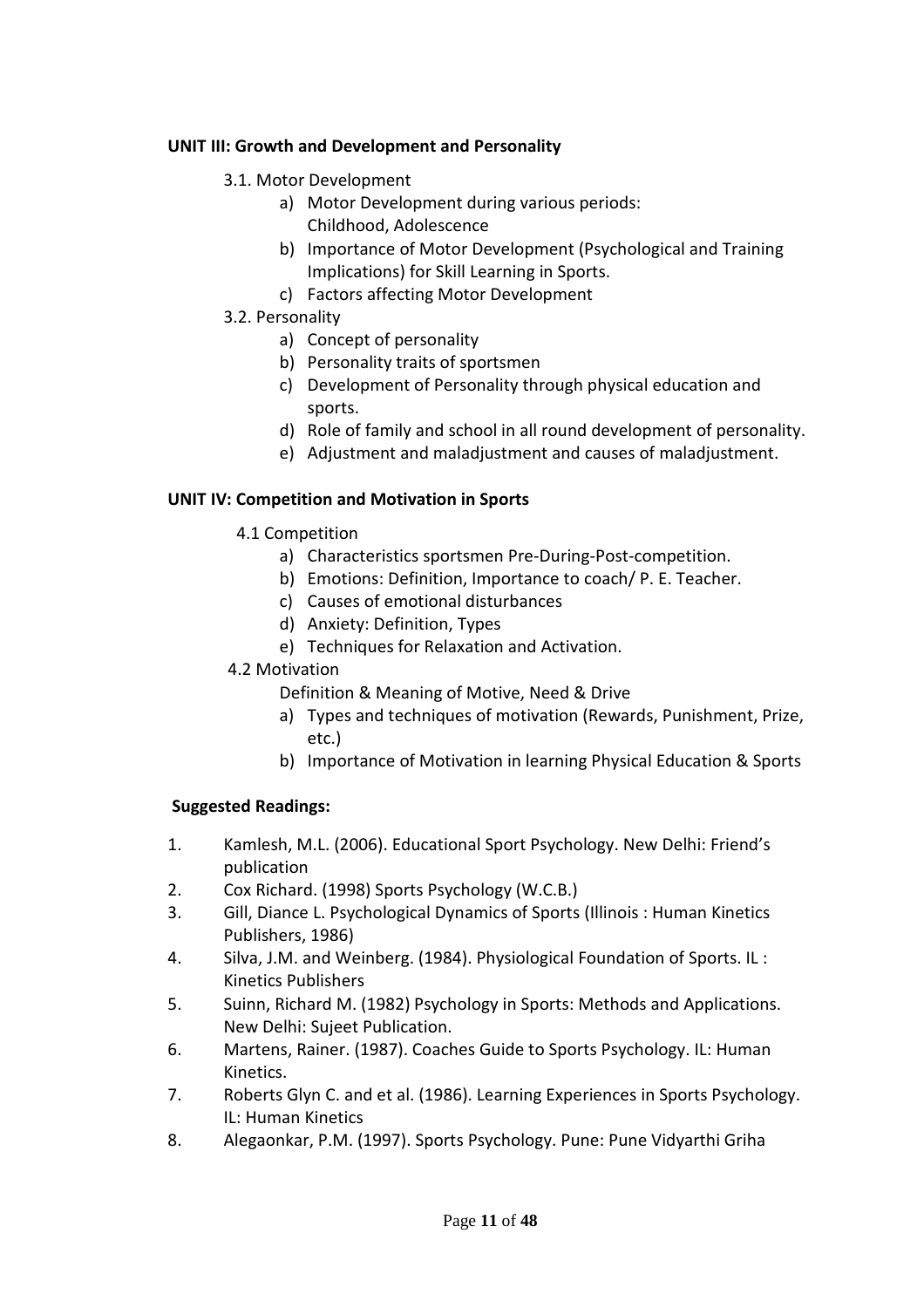**UNIT III: Growth and Development and Personality**

3.1. Motor Development

a) Motor Development during various periods: Childhood, Adolescence
b) Importance of Motor Development (Psychological and Training Implications) for Skill Learning in Sports.
c) Factors affecting Motor Development

3.2. Personality

a) Concept of personality
b) Personality traits of sportsmen
c) Development of Personality through physical education and sports.
d) Role of family and school in all round development of personality.
e) Adjustment and maladjustment and causes of maladjustment.

**UNIT IV: Competition and Motivation in Sports**

4.1 Competition

a) Characteristics sportsmen Pre-During-Post-competition.
b) Emotions: Definition, Importance to coach/ P. E. Teacher.
c) Causes of emotional disturbances
d) Anxiety: Definition, Types
e) Techniques for Relaxation and Activation.

4.2 Motivation

Definition & Meaning of Motive, Need & Drive

a) Types and techniques of motivation (Rewards, Punishment, Prize, etc.)
b) Importance of Motivation in learning Physical Education & Sports

**Suggested Readings:**

1. Kamlesh, M.L. (2006). Educational Sport Psychology. New Delhi: Friend's publication
2. Cox Richard. (1998) Sports Psychology (W.C.B.)
3. Gill, Diance L. Psychological Dynamics of Sports (Illinois : Human Kinetics Publishers, 1986)
4. Silva, J.M. and Weinberg. (1984). Physiological Foundation of Sports. IL : Kinetics Publishers
5. Suinn, Richard M. (1982) Psychology in Sports: Methods and Applications. New Delhi: Sujeet Publication.
6. Martens, Rainer. (1987). Coaches Guide to Sports Psychology. IL: Human Kinetics.
7. Roberts Glyn C. and et al. (1986). Learning Experiences in Sports Psychology. IL: Human Kinetics
8. Alegaonkar, P.M. (1997). Sports Psychology. Pune: Pune Vidyarthi Griha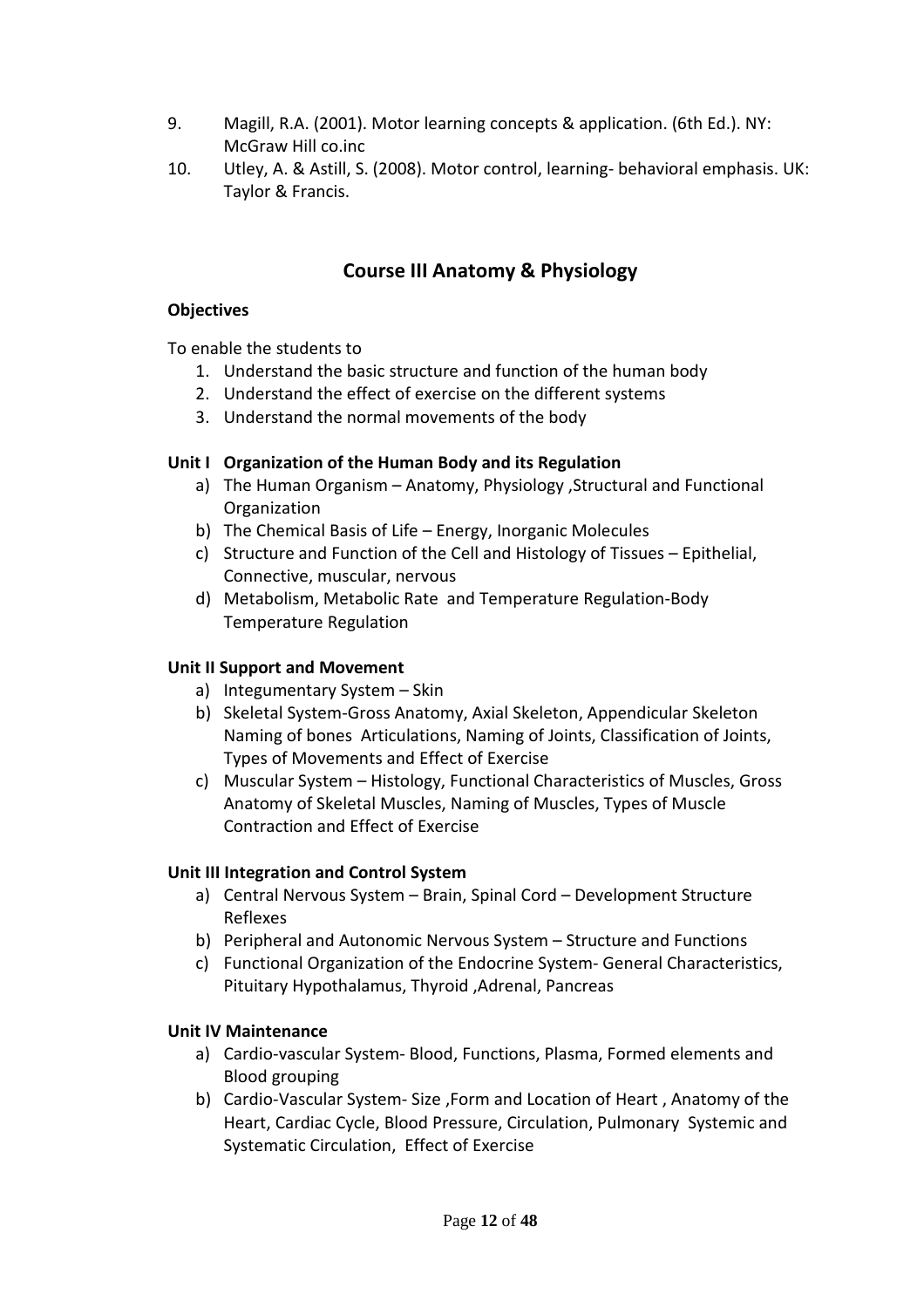9. Magill, R.A. (2001). Motor learning concepts & application. (6th Ed.). NY: McGraw Hill co.inc
10. Utley, A. & Astill, S. (2008). Motor control, learning- behavioral emphasis. UK: Taylor & Francis.

## Course III Anatomy & Physiology

**Objectives**

To enable the students to

1. Understand the basic structure and function of the human body
2. Understand the effect of exercise on the different systems
3. Understand the normal movements of the body

**Unit I Organization of the Human Body and its Regulation**

a) The Human Organism – Anatomy, Physiology ,Structural and Functional Organization
b) The Chemical Basis of Life – Energy, Inorganic Molecules
c) Structure and Function of the Cell and Histology of Tissues – Epithelial, Connective, muscular, nervous
d) Metabolism, Metabolic Rate and Temperature Regulation-Body Temperature Regulation

**Unit II Support and Movement**

a) Integumentary System – Skin
b) Skeletal System-Gross Anatomy, Axial Skeleton, Appendicular Skeleton Naming of bones Articulations, Naming of Joints, Classification of Joints, Types of Movements and Effect of Exercise
c) Muscular System – Histology, Functional Characteristics of Muscles, Gross Anatomy of Skeletal Muscles, Naming of Muscles, Types of Muscle Contraction and Effect of Exercise

**Unit III Integration and Control System**

a) Central Nervous System – Brain, Spinal Cord – Development Structure Reflexes
b) Peripheral and Autonomic Nervous System – Structure and Functions
c) Functional Organization of the Endocrine System- General Characteristics, Pituitary Hypothalamus, Thyroid ,Adrenal, Pancreas

**Unit IV Maintenance**

a) Cardio-vascular System- Blood, Functions, Plasma, Formed elements and Blood grouping
b) Cardio-Vascular System- Size ,Form and Location of Heart , Anatomy of the Heart, Cardiac Cycle, Blood Pressure, Circulation, Pulmonary Systemic and Systematic Circulation, Effect of Exercise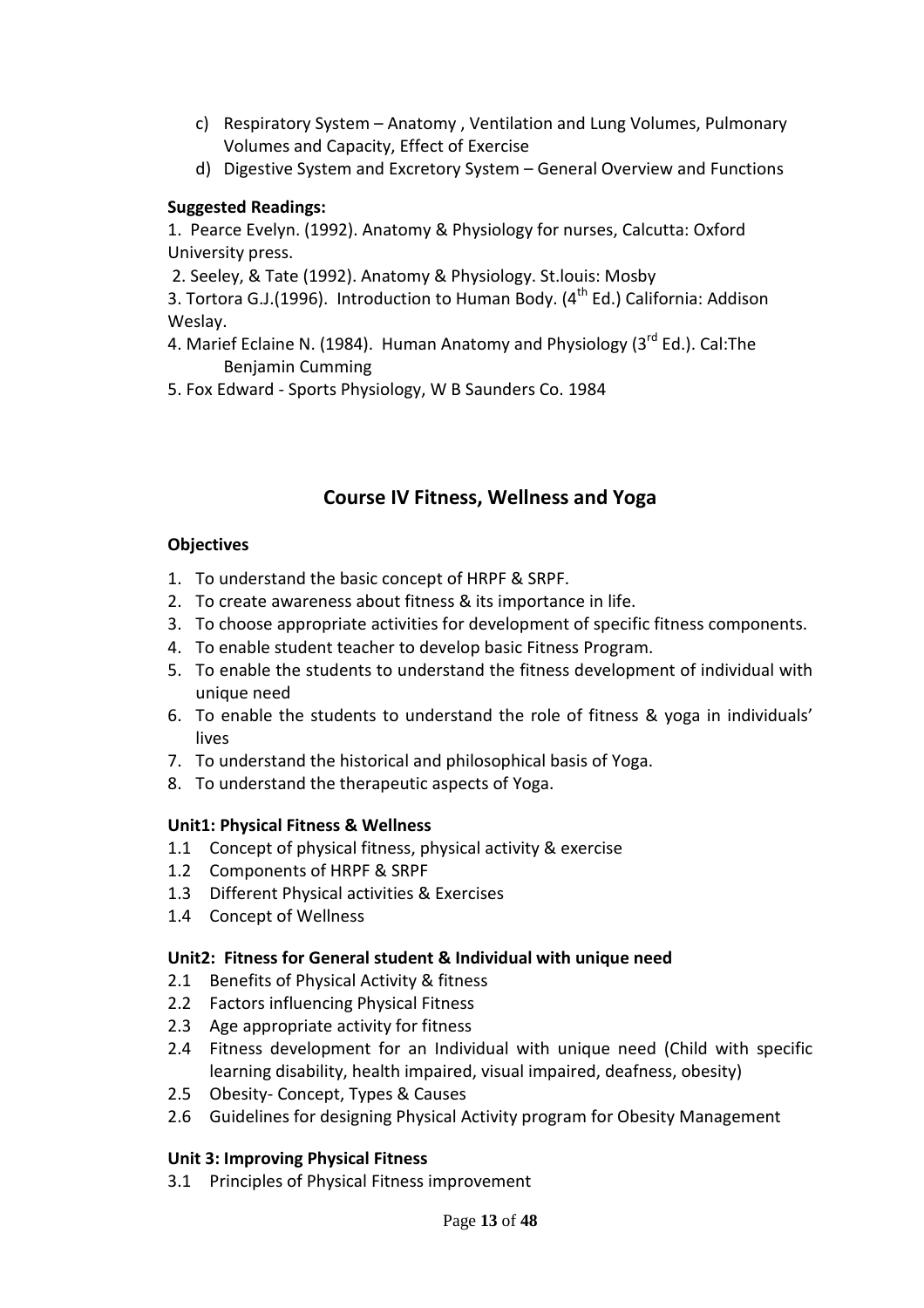c) Respiratory System – Anatomy , Ventilation and Lung Volumes, Pulmonary Volumes and Capacity, Effect of Exercise
d) Digestive System and Excretory System – General Overview and Functions

**Suggested Readings:**

1. Pearce Evelyn. (1992). Anatomy & Physiology for nurses, Calcutta: Oxford University press.
2. Seeley, & Tate (1992). Anatomy & Physiology. St.louis: Mosby
3. Tortora G.J.(1996). Introduction to Human Body. (4th Ed.) California: Addison Weslay.
4. Marief Eclaine N. (1984). Human Anatomy and Physiology (3rd Ed.). Cal:The Benjamin Cumming
5. Fox Edward - Sports Physiology, W B Saunders Co. 1984

## Course IV Fitness, Wellness and Yoga

**Objectives**

1. To understand the basic concept of HRPF & SRPF.
2. To create awareness about fitness & its importance in life.
3. To choose appropriate activities for development of specific fitness components.
4. To enable student teacher to develop basic Fitness Program.
5. To enable the students to understand the fitness development of individual with unique need
6. To enable the students to understand the role of fitness & yoga in individuals' lives
7. To understand the historical and philosophical basis of Yoga.
8. To understand the therapeutic aspects of Yoga.

**Unit1: Physical Fitness & Wellness**

1.1 Concept of physical fitness, physical activity & exercise
1.2 Components of HRPF & SRPF
1.3 Different Physical activities & Exercises
1.4 Concept of Wellness

**Unit2: Fitness for General student & Individual with unique need**

2.1 Benefits of Physical Activity & fitness
2.2 Factors influencing Physical Fitness
2.3 Age appropriate activity for fitness
2.4 Fitness development for an Individual with unique need (Child with specific learning disability, health impaired, visual impaired, deafness, obesity)
2.5 Obesity- Concept, Types & Causes
2.6 Guidelines for designing Physical Activity program for Obesity Management

**Unit 3: Improving Physical Fitness**

3.1 Principles of Physical Fitness improvement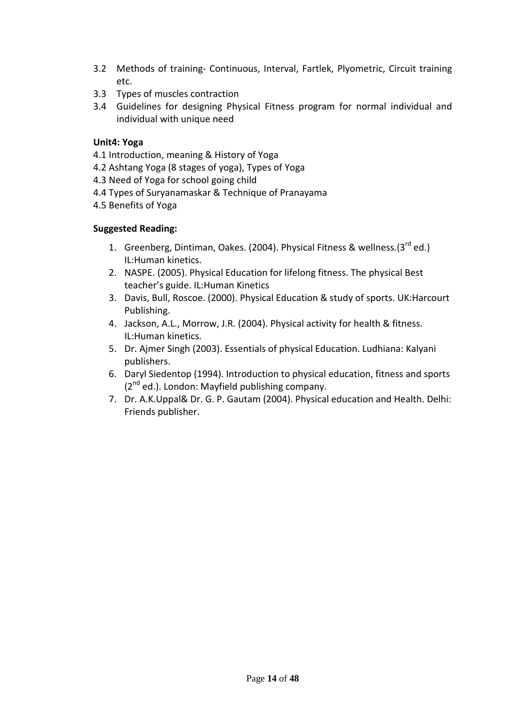3.2 Methods of training- Continuous, Interval, Fartlek, Plyometric, Circuit training etc.

3.3 Types of muscles contraction

3.4 Guidelines for designing Physical Fitness program for normal individual and individual with unique need

**Unit4: Yoga**

4.1 Introduction, meaning & History of Yoga

4.2 Ashtang Yoga (8 stages of yoga), Types of Yoga

4.3 Need of Yoga for school going child

4.4 Types of Suryanamaskar & Technique of Pranayama

4.5 Benefits of Yoga

**Suggested Reading:**

1. Greenberg, Dintiman, Oakes. (2004). Physical Fitness & wellness.(3rd ed.) IL:Human kinetics.
2. NASPE. (2005). Physical Education for lifelong fitness. The physical Best teacher's guide. IL:Human Kinetics
3. Davis, Bull, Roscoe. (2000). Physical Education & study of sports. UK:Harcourt Publishing.
4. Jackson, A.L., Morrow, J.R. (2004). Physical activity for health & fitness. IL:Human kinetics.
5. Dr. Ajmer Singh (2003). Essentials of physical Education. Ludhiana: Kalyani publishers.
6. Daryl Siedentop (1994). Introduction to physical education, fitness and sports (2nd ed.). London: Mayfield publishing company.
7. Dr. A.K.Uppal& Dr. G. P. Gautam (2004). Physical education and Health. Delhi: Friends publisher.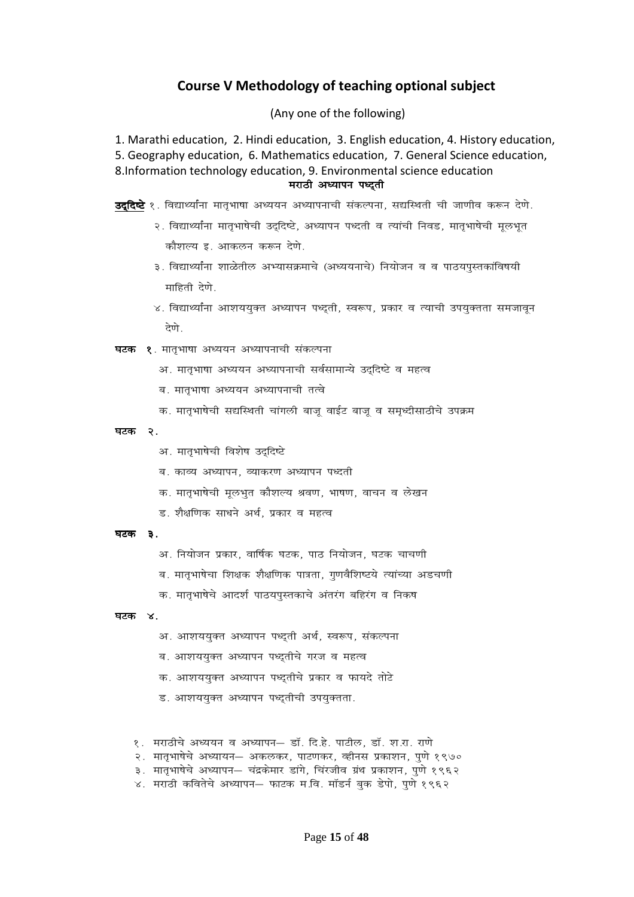## Course V Methodology of teaching optional subject

(Any one of the following)

1. Marathi education, 2. Hindi education, 3. English education, 4. History education, 5. Geography education, 6. Mathematics education, 7. General Science education, 8.Information technology education, 9. Environmental science education

### मराठी अध्यापन पध्दती

**उद्दिष्टे** १. विद्यार्थ्यांना मातृभाषा अध्ययन अध्यापनाची संकल्पना, सद्यस्थिती ची जाणीव करून देणे.

२. विद्यार्थ्यांना मातृभाषेची उद्दिष्टे, अध्यापन पध्दती व त्यांची निवड, मातृभाषेची मूलभूत कौशल्य इ. आकलन करून देणे.

३. विद्यार्थ्यांना शाळेतील अभ्यासक्रमाचे (अध्ययनाचे) नियोजन व व पाठयपुस्तकांविषयी माहिती देणे.

४. विद्यार्थ्यांना आशययुक्त अध्यापन पध्दती, स्वरूप, प्रकार व त्याची उपयुक्तता समजावून देणे.

**घटक १**. मातृभाषा अध्ययन अध्यापनाची संकल्पना

अ. मातृभाषा अध्ययन अध्यापनाची सर्वसामान्ये उद्दिष्टे व महत्व

ब. मातृभाषा अध्ययन अध्यापनाची तत्वे

क. मातृभाषेची सद्यस्थिती चांगली बाजू वाईट बाजू व समृध्दीसाठीचे उपक्रम

**घटक २.**

अ. मातृभाषेची विशेष उद्दिष्टे

ब. काव्य अध्यापन, व्याकरण अध्यापन पध्दती

क. मातृभाषेची मूलभुत कौशल्य श्रवण, भाषण, वाचन व लेखन

ड. शैक्षणिक साधने अर्थ, प्रकार व महत्व

**घटक ३.**

अ. नियोजन प्रकार, वार्षिक घटक, पाठ नियोजन, घटक चाचणी

ब. मातृभाषेचा शिक्षक शैक्षणिक पात्रता, गुणवैशिष्टये त्यांच्या अडचणी

क. मातृभाषेचे आदर्श पाठयपुस्तकाचे अंतरंग बहिरंग व निकष

**घटक ४.**

अ. आशययुक्त अध्यापन पध्दती अर्थ, स्वरूप, संकल्पना

ब. आशययुक्त अध्यापन पध्दतीचे गरज व महत्व

क. आशययुक्त अध्यापन पध्दतीचे प्रकार व फायदे तोटे

ड. आशययुक्त अध्यापन पध्दतीची उपयुक्तता.

१. मराठीचे अध्ययन व अध्यापन— डॉ. दि.हे. पाटील, डॉ. श.रा. राणे
२. मातृभाषेचे अध्यायन— अकलकर, पाटणकर, व्हीनस प्रकाशन, पुणे १९७०
३. मातृभाषेचे अध्यापन— चंद्रकेमार डांगे, चिरंजीव ग्रंथ प्रकाशन, पुणे १९६२
४. मराठी कवितेचे अध्यापन— फाटक म.वि. मॉडर्न बुक डेपो, पुणे १९६२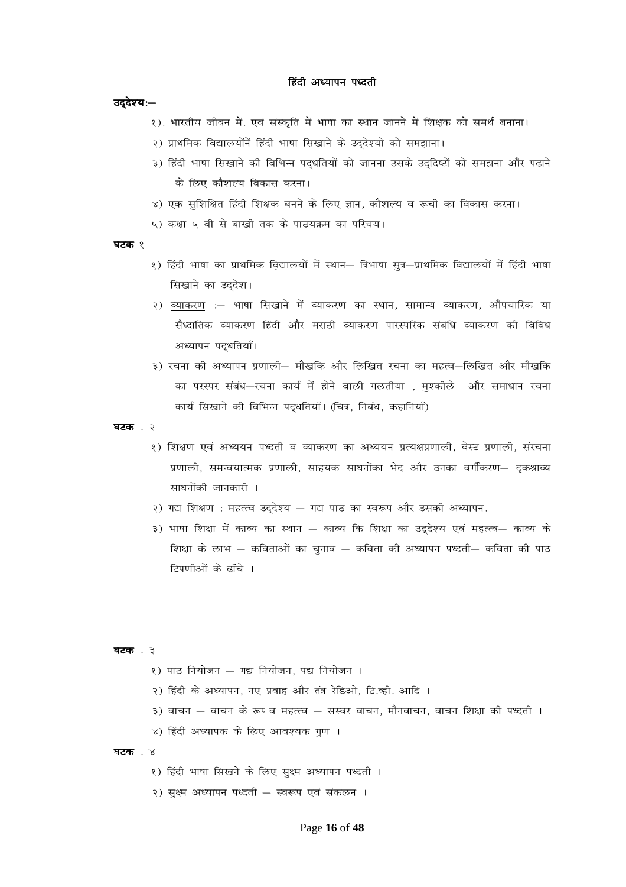# हिंदी अध्यापन पध्दती

**उद्देश्य:—**

१). भारतीय जीवन में. एवं संस्कृति में भाषा का स्थान जानने में शिक्षक को समर्थ बनाना।

२) प्राथमिक विद्यालयोंनें हिंदी भाषा सिखाने के उद्देश्यो को समझाना।

३) हिंदी भाषा सिखाने की विभिन्न पद्धतियों को जानना उसके उद्दिष्टों को समझना और पढाने के लिए कौशल्य विकास करना।

४) एक सुशिक्षित हिंदी शिक्षक बनने के लिए ज्ञान, कौशल्य व रूची का विकास करना।

५) कक्षा ५ वी से बाखी तक के पाठयक्रम का परिचय।

**घटक** १

१) हिंदी भाषा का प्राथमिक विद्यालयों में स्थान— त्रिभाषा सुत्र—प्राथमिक विद्यालयों में हिंदी भाषा सिखाने का उद्देश।

२) <u>व्याकरण</u> :— भाषा सिखाने में व्याकरण का स्थान, सामान्य व्याकरण, औपचारिक या सैंध्दांतिक व्याकरण हिंदी और मराठी व्याकरण पारस्परिक संबंधि व्याकरण की विविध अध्यापन पद्धतियाँ।

३) रचना की अध्यापन प्रणाली— मौखकि और लिखित रचना का महत्व—लिखित और मौखकि का परस्पर संबंध—रचना कार्य में होने वाली गलतीया , मुश्कीले और समाधान रचना कार्य सिखाने की विभिन्न पद्धतियाँ। (चित्र, निबंध, कहानियाँ)

**घटक** . २

१) शिक्षण एवं अध्ययन पध्दती व व्याकरण का अध्ययन प्रत्यक्षप्रणाली, वेस्ट प्रणाली, संरचना प्रणाली, समन्वयात्मक प्रणाली, साहयक साधनोंका भेद और उनका वर्गीकरण— दृकश्राव्य साधनोंकी जानकारी ।

२) गद्य शिक्षण : महत्त्व उद्देश्य — गद्य पाठ का स्वरूप और उसकी अध्यापन.

३) भाषा शिक्षा में काव्य का स्थान — काव्य कि शिक्षा का उद्देश्य एवं महत्त्व— काव्य के शिक्षा के लाभ — कविताओं का चुनाव — कविता की अध्यापन पध्दती— कविता की पाठ टिपणीओं के ढॉचे ।

**घटक** . ३

१) पाठ नियोजन — गद्य नियोजन, पद्य नियोजन ।

२) हिंदी के अध्यापन, नए प्रवाह और तंत्र रेडिओ, टि.व्ही. आदि ।

३) वाचन — वाचन के रूप व महत्त्व — सस्वर वाचन, मौनवाचन, वाचन शिक्षा की पध्दती ।

४) हिंदी अध्यापक के लिए आवश्यक गुण ।

**घटक** . ४

१) हिंदी भाषा सिखने के लिए सुक्ष्म अध्यापन पध्दती ।

२) सुक्ष्म अध्यापन पध्दती — स्वरूप एवं संकलन ।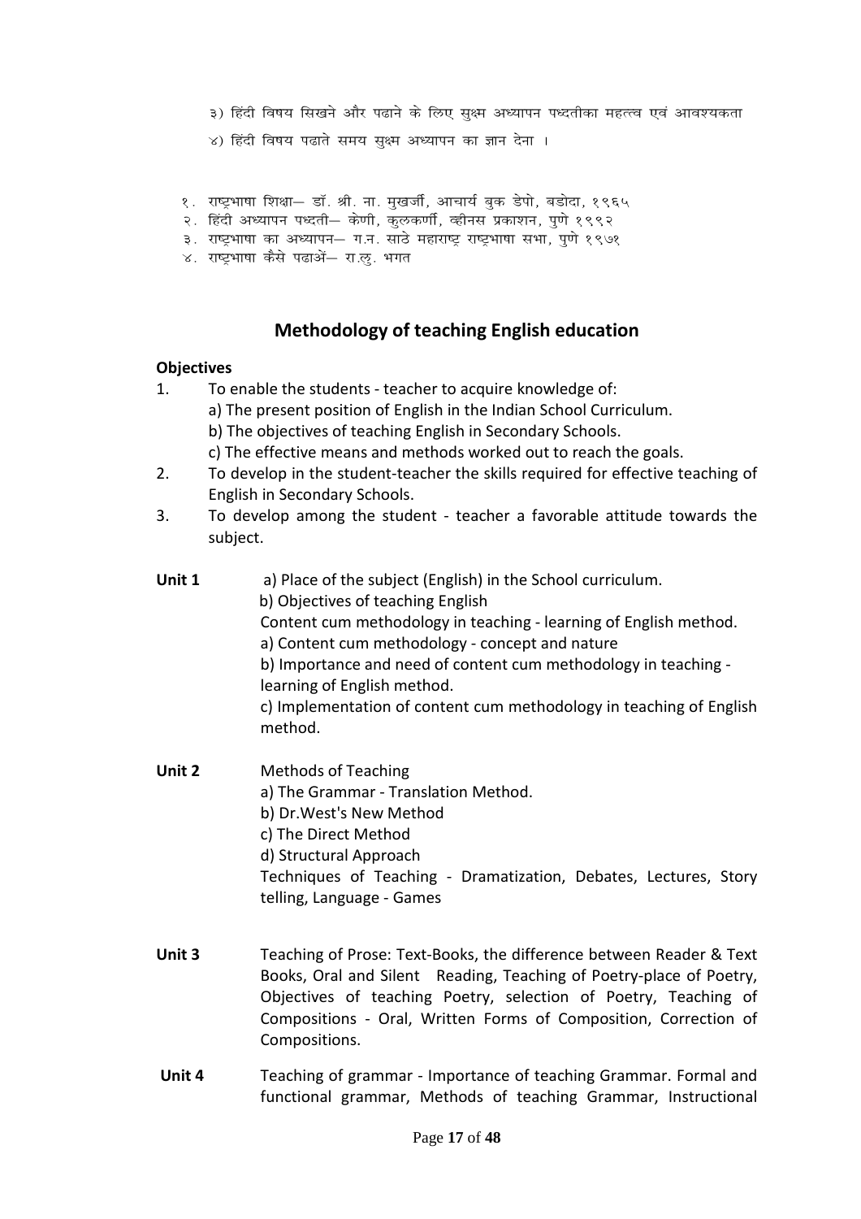३) हिंदी विषय सिखने और पढाने के लिए सुक्ष्म अध्यापन पध्दतीका महत्त्व एवं आवश्यकता

४) हिंदी विषय पढाते समय सुक्ष्म अध्यापन का ज्ञान देना ।

१. राष्ट्रभाषा शिक्षा— डॉ. श्री. ना. मुखर्जी, आचार्य बुक डेपो, बडोदा, १९६५
२. हिंदी अध्यापन पध्दती— केणी, कुलकर्णी, व्हीनस प्रकाशन, पुणे १९९२
३. राष्ट्रभाषा का अध्यापन— ग.न. साठे महाराष्ट्र राष्ट्रभाषा सभा, पुणे १९७१
४. राष्ट्रभाषा कैसे पढाऐं— रा.लु. भगत

## Methodology of teaching English education

**Objectives**

1. To enable the students - teacher to acquire knowledge of:
   a) The present position of English in the Indian School Curriculum.
   b) The objectives of teaching English in Secondary Schools.
   c) The effective means and methods worked out to reach the goals.
2. To develop in the student-teacher the skills required for effective teaching of English in Secondary Schools.
3. To develop among the student - teacher a favorable attitude towards the subject.

**Unit 1**
a) Place of the subject (English) in the School curriculum.
b) Objectives of teaching English
Content cum methodology in teaching - learning of English method.
a) Content cum methodology - concept and nature
b) Importance and need of content cum methodology in teaching - learning of English method.
c) Implementation of content cum methodology in teaching of English method.

**Unit 2**
Methods of Teaching
a) The Grammar - Translation Method.
b) Dr.West's New Method
c) The Direct Method
d) Structural Approach
Techniques of Teaching - Dramatization, Debates, Lectures, Story telling, Language - Games

**Unit 3**
Teaching of Prose: Text-Books, the difference between Reader & Text Books, Oral and Silent Reading, Teaching of Poetry-place of Poetry, Objectives of teaching Poetry, selection of Poetry, Teaching of Compositions - Oral, Written Forms of Composition, Correction of Compositions.

**Unit 4**
Teaching of grammar - Importance of teaching Grammar. Formal and functional grammar, Methods of teaching Grammar, Instructional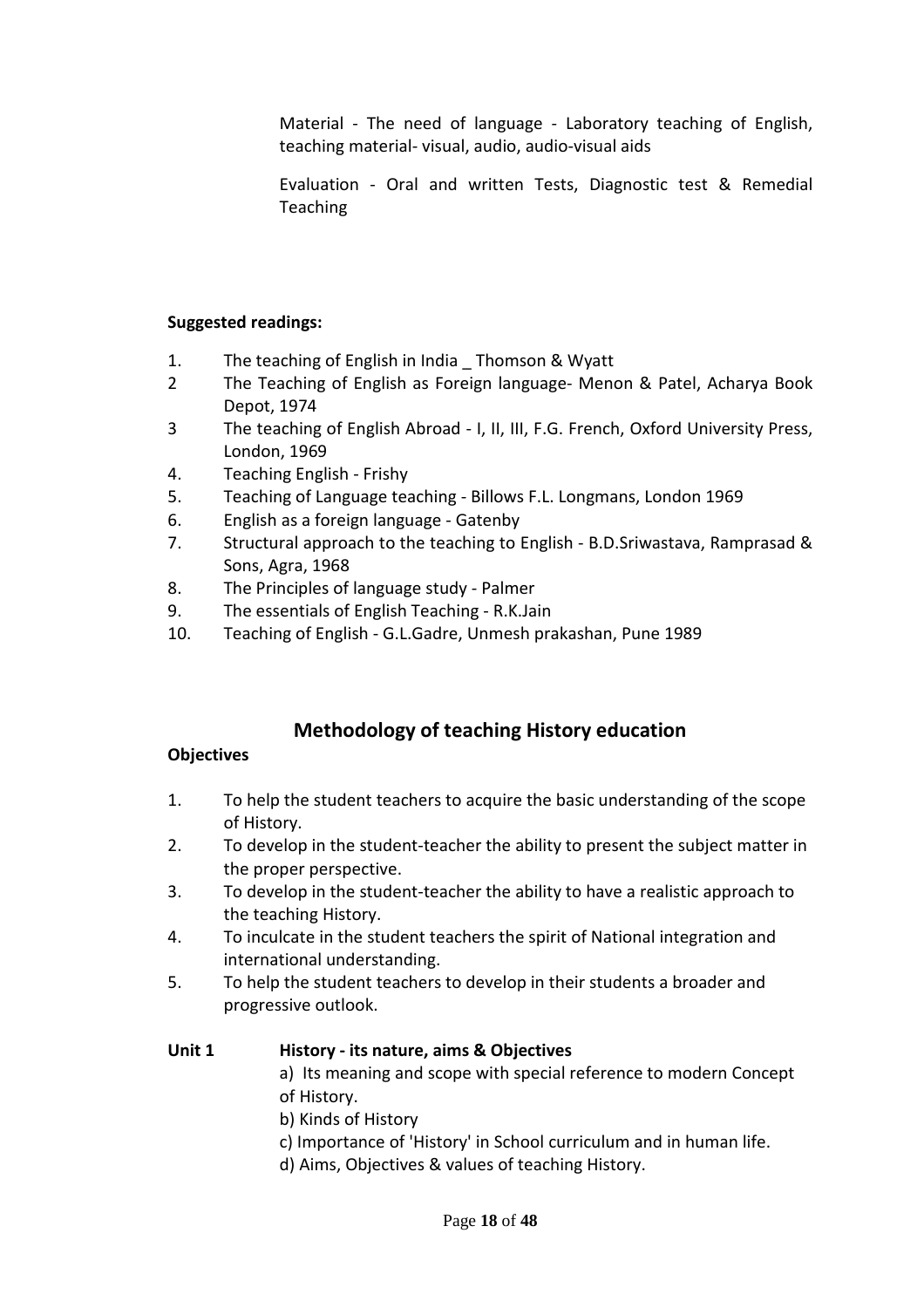Material - The need of language - Laboratory teaching of English, teaching material- visual, audio, audio-visual aids

Evaluation - Oral and written Tests, Diagnostic test & Remedial Teaching

**Suggested readings:**

1. The teaching of English in India _ Thomson & Wyatt
2 The Teaching of English as Foreign language- Menon & Patel, Acharya Book Depot, 1974
3 The teaching of English Abroad - I, II, III, F.G. French, Oxford University Press, London, 1969
4. Teaching English - Frishy
5. Teaching of Language teaching - Billows F.L. Longmans, London 1969
6. English as a foreign language - Gatenby
7. Structural approach to the teaching to English - B.D.Sriwastava, Ramprasad & Sons, Agra, 1968
8. The Principles of language study - Palmer
9. The essentials of English Teaching - R.K.Jain
10. Teaching of English - G.L.Gadre, Unmesh prakashan, Pune 1989

## Methodology of teaching History education

**Objectives**

1. To help the student teachers to acquire the basic understanding of the scope of History.
2. To develop in the student-teacher the ability to present the subject matter in the proper perspective.
3. To develop in the student-teacher the ability to have a realistic approach to the teaching History.
4. To inculcate in the student teachers the spirit of National integration and international understanding.
5. To help the student teachers to develop in their students a broader and progressive outlook.

**Unit 1** **History - its nature, aims & Objectives**

a) Its meaning and scope with special reference to modern Concept of History.

b) Kinds of History

c) Importance of 'History' in School curriculum and in human life.

d) Aims, Objectives & values of teaching History.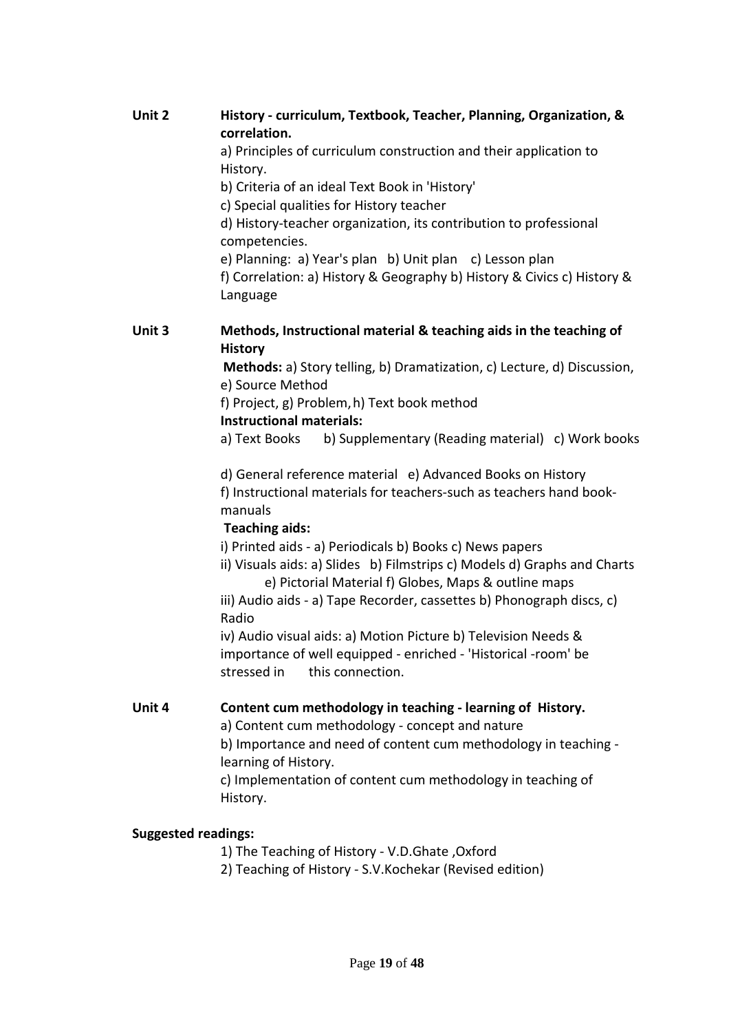**Unit 2** **History - curriculum, Textbook, Teacher, Planning, Organization, & correlation.**

a) Principles of curriculum construction and their application to History.
b) Criteria of an ideal Text Book in 'History'
c) Special qualities for History teacher
d) History-teacher organization, its contribution to professional competencies.
e) Planning: a) Year's plan b) Unit plan c) Lesson plan
f) Correlation: a) History & Geography b) History & Civics c) History & Language

**Unit 3** **Methods, Instructional material & teaching aids in the teaching of History**

**Methods:** a) Story telling, b) Dramatization, c) Lecture, d) Discussion, e) Source Method
f) Project, g) Problem, h) Text book method

**Instructional materials:**

a) Text Books b) Supplementary (Reading material) c) Work books

d) General reference material e) Advanced Books on History
f) Instructional materials for teachers-such as teachers hand book-manuals

**Teaching aids:**

i) Printed aids - a) Periodicals b) Books c) News papers
ii) Visuals aids: a) Slides b) Filmstrips c) Models d) Graphs and Charts e) Pictorial Material f) Globes, Maps & outline maps
iii) Audio aids - a) Tape Recorder, cassettes b) Phonograph discs, c) Radio
iv) Audio visual aids: a) Motion Picture b) Television Needs & importance of well equipped - enriched - 'Historical -room' be stressed in this connection.

**Unit 4** **Content cum methodology in teaching - learning of History.**

a) Content cum methodology - concept and nature
b) Importance and need of content cum methodology in teaching - learning of History.
c) Implementation of content cum methodology in teaching of History.

**Suggested readings:**

1) The Teaching of History - V.D.Ghate ,Oxford
2) Teaching of History - S.V.Kochekar (Revised edition)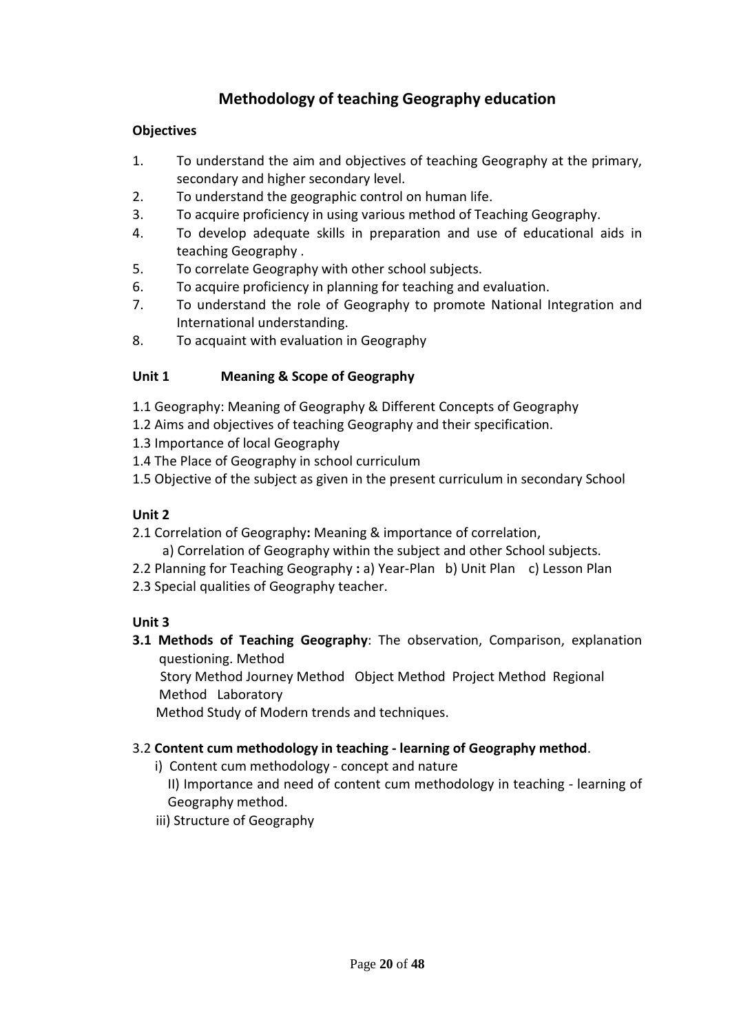# Methodology of teaching Geography education

**Objectives**

1. To understand the aim and objectives of teaching Geography at the primary, secondary and higher secondary level.
2. To understand the geographic control on human life.
3. To acquire proficiency in using various method of Teaching Geography.
4. To develop adequate skills in preparation and use of educational aids in teaching Geography .
5. To correlate Geography with other school subjects.
6. To acquire proficiency in planning for teaching and evaluation.
7. To understand the role of Geography to promote National Integration and International understanding.
8. To acquaint with evaluation in Geography

**Unit 1 Meaning & Scope of Geography**

1.1 Geography: Meaning of Geography & Different Concepts of Geography
1.2 Aims and objectives of teaching Geography and their specification.
1.3 Importance of local Geography
1.4 The Place of Geography in school curriculum
1.5 Objective of the subject as given in the present curriculum in secondary School

**Unit 2**

2.1 Correlation of Geography**:** Meaning & importance of correlation,
a) Correlation of Geography within the subject and other School subjects.
2.2 Planning for Teaching Geography **:** a) Year-Plan b) Unit Plan c) Lesson Plan
2.3 Special qualities of Geography teacher.

**Unit 3**

**3.1 Methods of Teaching Geography**: The observation, Comparison, explanation questioning. Method
Story Method Journey Method Object Method Project Method Regional Method Laboratory
Method Study of Modern trends and techniques.

3.2 **Content cum methodology in teaching - learning of Geography method**.
i) Content cum methodology - concept and nature
II) Importance and need of content cum methodology in teaching - learning of Geography method.
iii) Structure of Geography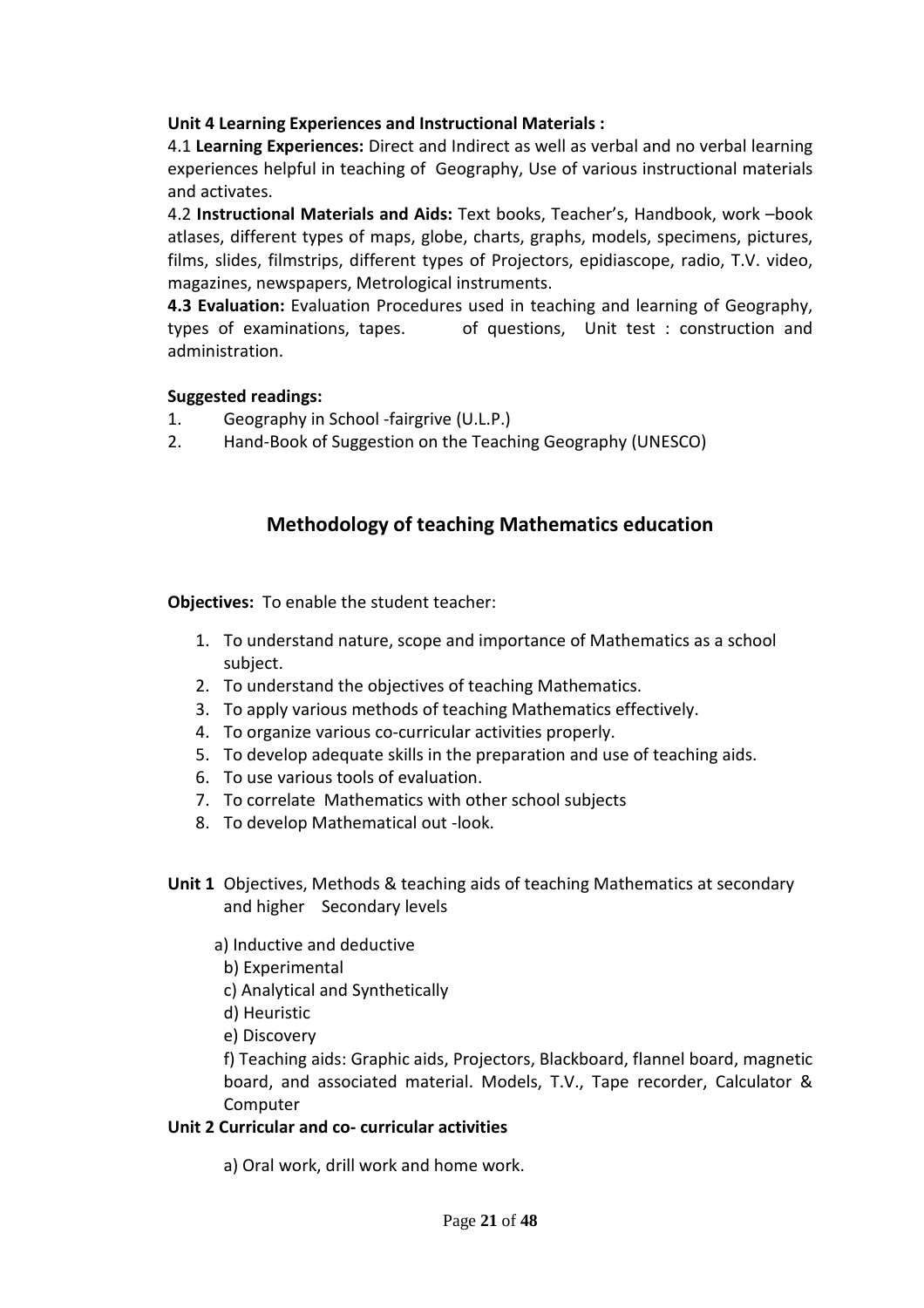**Unit 4 Learning Experiences and Instructional Materials :**

4.1 **Learning Experiences:** Direct and Indirect as well as verbal and no verbal learning experiences helpful in teaching of Geography, Use of various instructional materials and activates.

4.2 **Instructional Materials and Aids:** Text books, Teacher's, Handbook, work –book atlases, different types of maps, globe, charts, graphs, models, specimens, pictures, films, slides, filmstrips, different types of Projectors, epidiascope, radio, T.V. video, magazines, newspapers, Metrological instruments.

**4.3 Evaluation:** Evaluation Procedures used in teaching and learning of Geography, types of examinations, tapes. of questions, Unit test : construction and administration.

**Suggested readings:**

1. Geography in School -fairgrive (U.L.P.)
2. Hand-Book of Suggestion on the Teaching Geography (UNESCO)

## Methodology of teaching Mathematics education

**Objectives:** To enable the student teacher:

1. To understand nature, scope and importance of Mathematics as a school subject.
2. To understand the objectives of teaching Mathematics.
3. To apply various methods of teaching Mathematics effectively.
4. To organize various co-curricular activities properly.
5. To develop adequate skills in the preparation and use of teaching aids.
6. To use various tools of evaluation.
7. To correlate Mathematics with other school subjects
8. To develop Mathematical out -look.

**Unit 1** Objectives, Methods & teaching aids of teaching Mathematics at secondary and higher Secondary levels

a) Inductive and deductive
b) Experimental
c) Analytical and Synthetically
d) Heuristic
e) Discovery
f) Teaching aids: Graphic aids, Projectors, Blackboard, flannel board, magnetic board, and associated material. Models, T.V., Tape recorder, Calculator & Computer

**Unit 2 Curricular and co- curricular activities**

a) Oral work, drill work and home work.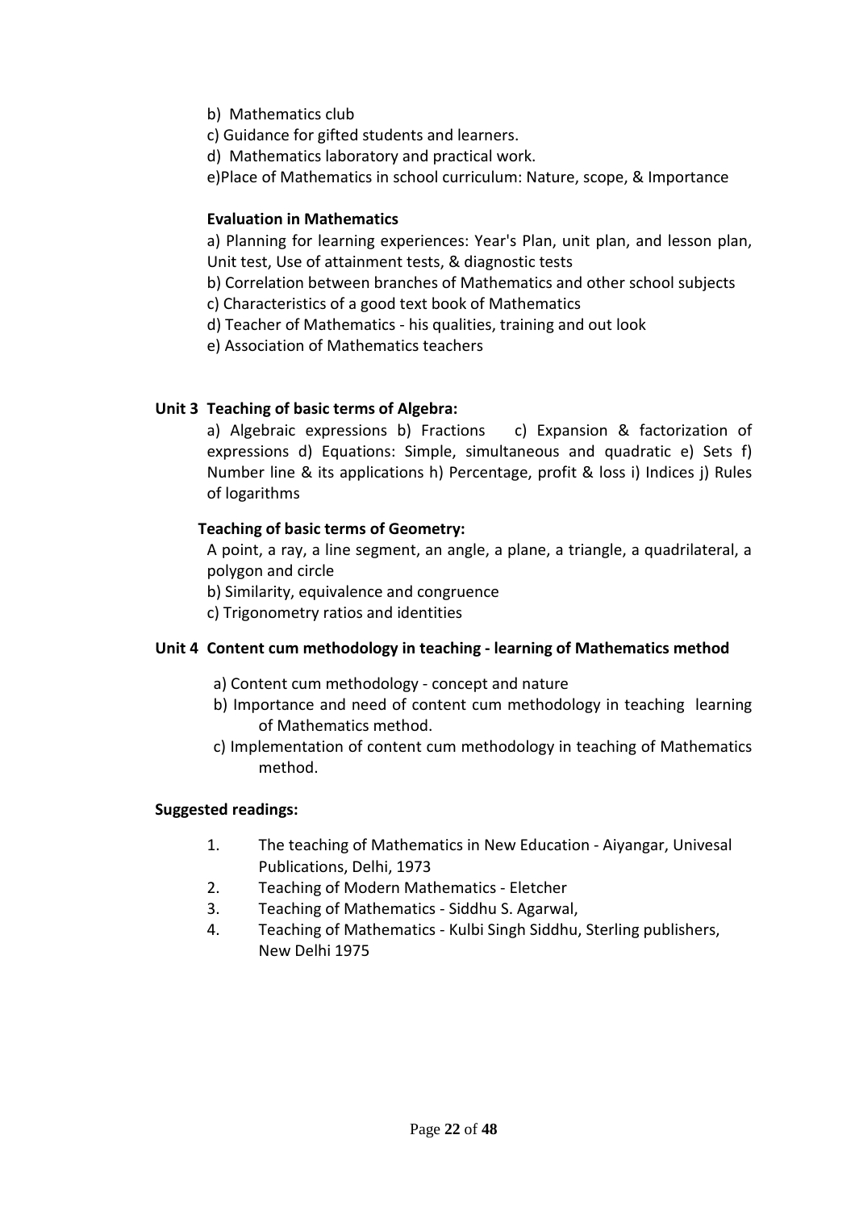b) Mathematics club

c) Guidance for gifted students and learners.

d) Mathematics laboratory and practical work.

e)Place of Mathematics in school curriculum: Nature, scope, & Importance

**Evaluation in Mathematics**

a) Planning for learning experiences: Year's Plan, unit plan, and lesson plan, Unit test, Use of attainment tests, & diagnostic tests

b) Correlation between branches of Mathematics and other school subjects

c) Characteristics of a good text book of Mathematics

d) Teacher of Mathematics - his qualities, training and out look

e) Association of Mathematics teachers

**Unit 3 Teaching of basic terms of Algebra:**

a) Algebraic expressions b) Fractions c) Expansion & factorization of expressions d) Equations: Simple, simultaneous and quadratic e) Sets f) Number line & its applications h) Percentage, profit & loss i) Indices j) Rules of logarithms

**Teaching of basic terms of Geometry:**

A point, a ray, a line segment, an angle, a plane, a triangle, a quadrilateral, a polygon and circle

b) Similarity, equivalence and congruence

c) Trigonometry ratios and identities

**Unit 4 Content cum methodology in teaching - learning of Mathematics method**

a) Content cum methodology - concept and nature

b) Importance and need of content cum methodology in teaching learning of Mathematics method.

c) Implementation of content cum methodology in teaching of Mathematics method.

**Suggested readings:**

1. The teaching of Mathematics in New Education - Aiyangar, Univesal Publications, Delhi, 1973
2. Teaching of Modern Mathematics - Eletcher
3. Teaching of Mathematics - Siddhu S. Agarwal,
4. Teaching of Mathematics - Kulbi Singh Siddhu, Sterling publishers, New Delhi 1975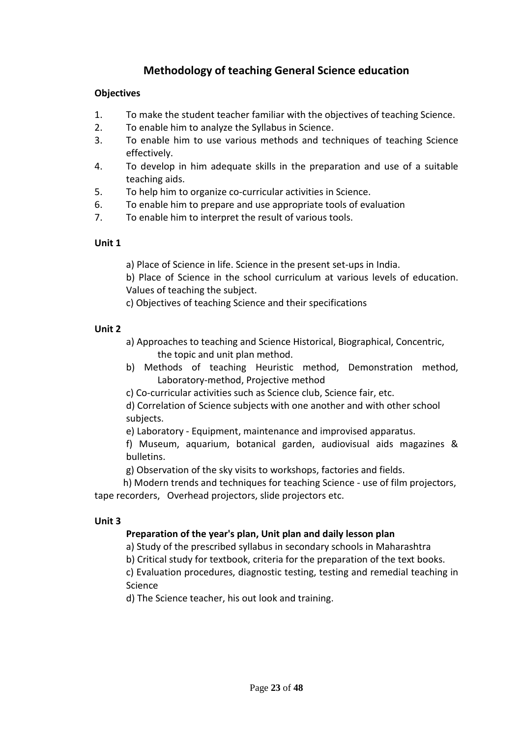# Methodology of teaching General Science education

**Objectives**

1. To make the student teacher familiar with the objectives of teaching Science.
2. To enable him to analyze the Syllabus in Science.
3. To enable him to use various methods and techniques of teaching Science effectively.
4. To develop in him adequate skills in the preparation and use of a suitable teaching aids.
5. To help him to organize co-curricular activities in Science.
6. To enable him to prepare and use appropriate tools of evaluation
7. To enable him to interpret the result of various tools.

**Unit 1**

a) Place of Science in life. Science in the present set-ups in India.

b) Place of Science in the school curriculum at various levels of education. Values of teaching the subject.

c) Objectives of teaching Science and their specifications

**Unit 2**

a) Approaches to teaching and Science Historical, Biographical, Concentric, the topic and unit plan method.

b) Methods of teaching Heuristic method, Demonstration method, Laboratory-method, Projective method

c) Co-curricular activities such as Science club, Science fair, etc.

d) Correlation of Science subjects with one another and with other school subjects.

e) Laboratory - Equipment, maintenance and improvised apparatus.

f) Museum, aquarium, botanical garden, audiovisual aids magazines & bulletins.

g) Observation of the sky visits to workshops, factories and fields.

h) Modern trends and techniques for teaching Science - use of film projectors, tape recorders, Overhead projectors, slide projectors etc.

**Unit 3**

**Preparation of the year's plan, Unit plan and daily lesson plan**

a) Study of the prescribed syllabus in secondary schools in Maharashtra

b) Critical study for textbook, criteria for the preparation of the text books.

c) Evaluation procedures, diagnostic testing, testing and remedial teaching in Science

d) The Science teacher, his out look and training.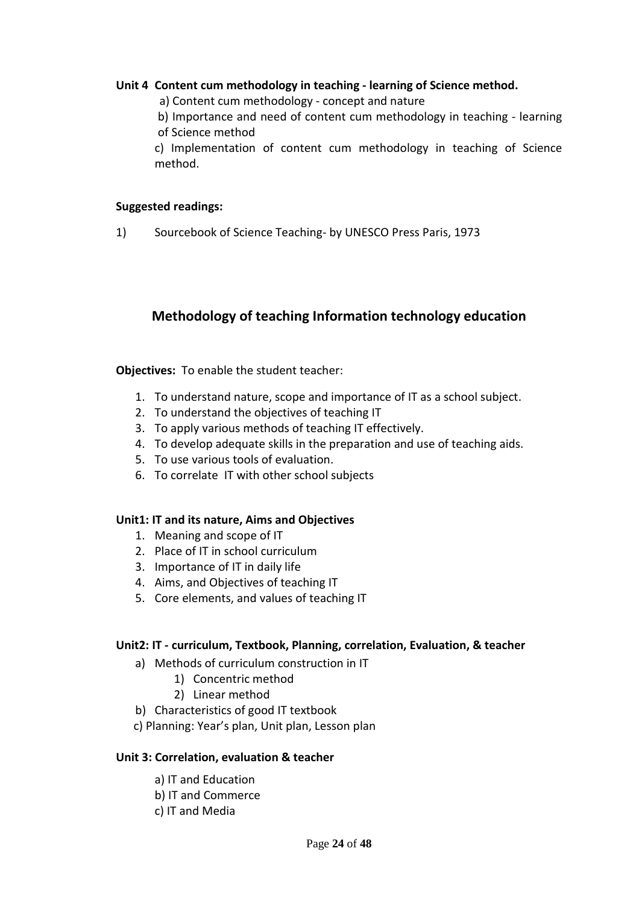**Unit 4 Content cum methodology in teaching - learning of Science method.**

a) Content cum methodology - concept and nature

b) Importance and need of content cum methodology in teaching - learning of Science method

c) Implementation of content cum methodology in teaching of Science method.

**Suggested readings:**

1) Sourcebook of Science Teaching- by UNESCO Press Paris, 1973

## Methodology of teaching Information technology education

**Objectives:** To enable the student teacher:

1. To understand nature, scope and importance of IT as a school subject.
2. To understand the objectives of teaching IT
3. To apply various methods of teaching IT effectively.
4. To develop adequate skills in the preparation and use of teaching aids.
5. To use various tools of evaluation.
6. To correlate IT with other school subjects

**Unit1: IT and its nature, Aims and Objectives**

1. Meaning and scope of IT
2. Place of IT in school curriculum
3. Importance of IT in daily life
4. Aims, and Objectives of teaching IT
5. Core elements, and values of teaching IT

**Unit2: IT - curriculum, Textbook, Planning, correlation, Evaluation, & teacher**

a) Methods of curriculum construction in IT
   1) Concentric method
   2) Linear method

b) Characteristics of good IT textbook

c) Planning: Year's plan, Unit plan, Lesson plan

**Unit 3: Correlation, evaluation & teacher**

a) IT and Education

b) IT and Commerce

c) IT and Media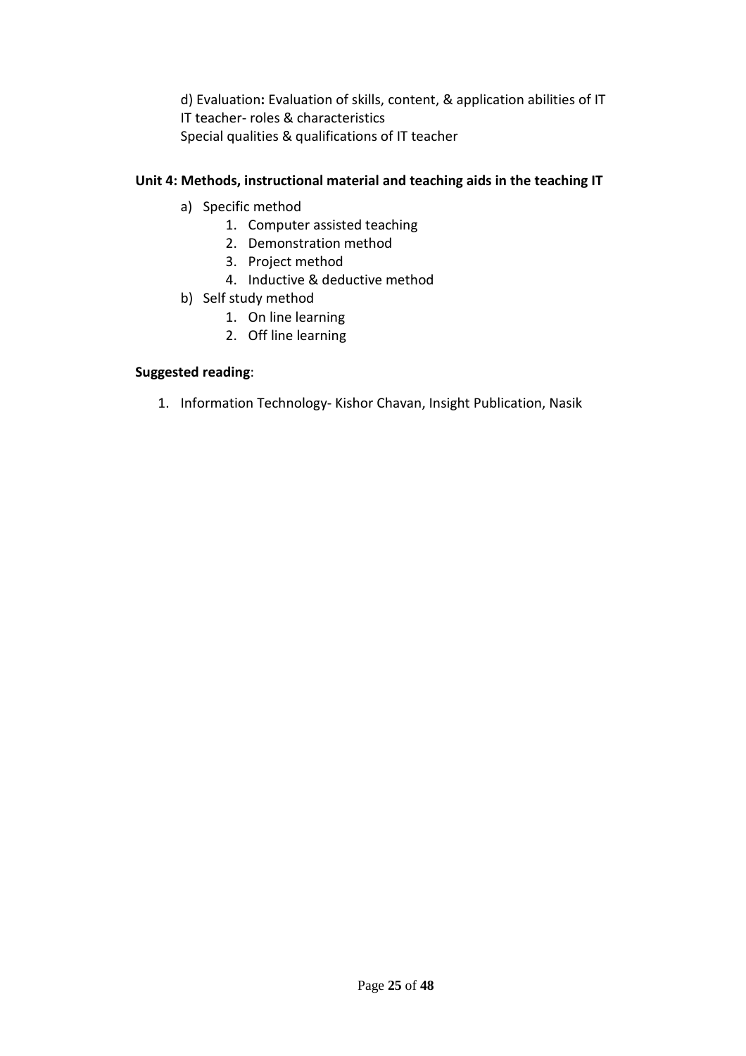d) Evaluation**:** Evaluation of skills, content, & application abilities of IT
IT teacher- roles & characteristics
Special qualities & qualifications of IT teacher

**Unit 4: Methods, instructional material and teaching aids in the teaching IT**

a) Specific method
    1. Computer assisted teaching
    2. Demonstration method
    3. Project method
    4. Inductive & deductive method
b) Self study method
    1. On line learning
    2. Off line learning

**Suggested reading**:

1. Information Technology- Kishor Chavan, Insight Publication, Nasik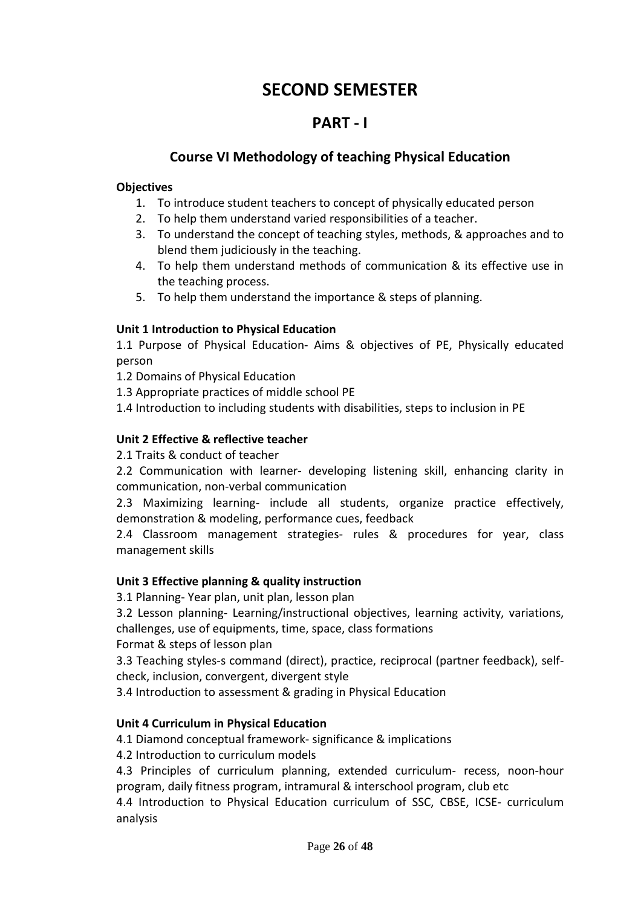# SECOND SEMESTER

## PART - I

### Course VI Methodology of teaching Physical Education

**Objectives**

1. To introduce student teachers to concept of physically educated person
2. To help them understand varied responsibilities of a teacher.
3. To understand the concept of teaching styles, methods, & approaches and to blend them judiciously in the teaching.
4. To help them understand methods of communication & its effective use in the teaching process.
5. To help them understand the importance & steps of planning.

**Unit 1 Introduction to Physical Education**

1.1 Purpose of Physical Education- Aims & objectives of PE, Physically educated person

1.2 Domains of Physical Education

1.3 Appropriate practices of middle school PE

1.4 Introduction to including students with disabilities, steps to inclusion in PE

**Unit 2 Effective & reflective teacher**

2.1 Traits & conduct of teacher

2.2 Communication with learner- developing listening skill, enhancing clarity in communication, non-verbal communication

2.3 Maximizing learning- include all students, organize practice effectively, demonstration & modeling, performance cues, feedback

2.4 Classroom management strategies- rules & procedures for year, class management skills

**Unit 3 Effective planning & quality instruction**

3.1 Planning- Year plan, unit plan, lesson plan

3.2 Lesson planning- Learning/instructional objectives, learning activity, variations, challenges, use of equipments, time, space, class formations

Format & steps of lesson plan

3.3 Teaching styles-s command (direct), practice, reciprocal (partner feedback), self-check, inclusion, convergent, divergent style

3.4 Introduction to assessment & grading in Physical Education

**Unit 4 Curriculum in Physical Education**

4.1 Diamond conceptual framework- significance & implications

4.2 Introduction to curriculum models

4.3 Principles of curriculum planning, extended curriculum- recess, noon-hour program, daily fitness program, intramural & interschool program, club etc

4.4 Introduction to Physical Education curriculum of SSC, CBSE, ICSE- curriculum analysis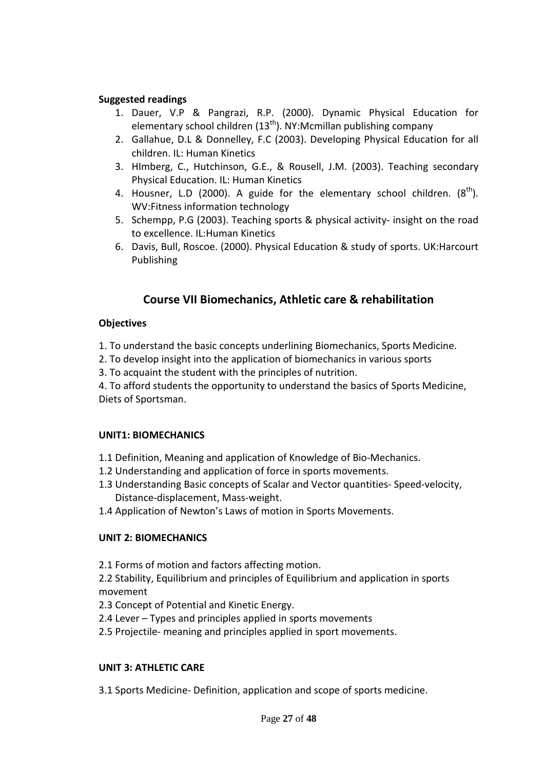**Suggested readings**

1. Dauer, V.P & Pangrazi, R.P. (2000). Dynamic Physical Education for elementary school children (13th). NY:Mcmillan publishing company
2. Gallahue, D.L & Donnelley, F.C (2003). Developing Physical Education for all children. IL: Human Kinetics
3. HImberg, C., Hutchinson, G.E., & Rousell, J.M. (2003). Teaching secondary Physical Education. IL: Human Kinetics
4. Housner, L.D (2000). A guide for the elementary school children. (8th). WV:Fitness information technology
5. Schempp, P.G (2003). Teaching sports & physical activity- insight on the road to excellence. IL:Human Kinetics
6. Davis, Bull, Roscoe. (2000). Physical Education & study of sports. UK:Harcourt Publishing

## Course VII Biomechanics, Athletic care & rehabilitation

**Objectives**

1. To understand the basic concepts underlining Biomechanics, Sports Medicine.
2. To develop insight into the application of biomechanics in various sports
3. To acquaint the student with the principles of nutrition.
4. To afford students the opportunity to understand the basics of Sports Medicine, Diets of Sportsman.

**UNIT1: BIOMECHANICS**

1.1 Definition, Meaning and application of Knowledge of Bio-Mechanics.
1.2 Understanding and application of force in sports movements.
1.3 Understanding Basic concepts of Scalar and Vector quantities- Speed-velocity, Distance-displacement, Mass-weight.
1.4 Application of Newton's Laws of motion in Sports Movements.

**UNIT 2: BIOMECHANICS**

2.1 Forms of motion and factors affecting motion.
2.2 Stability, Equilibrium and principles of Equilibrium and application in sports movement
2.3 Concept of Potential and Kinetic Energy.
2.4 Lever – Types and principles applied in sports movements
2.5 Projectile- meaning and principles applied in sport movements.

**UNIT 3: ATHLETIC CARE**

3.1 Sports Medicine- Definition, application and scope of sports medicine.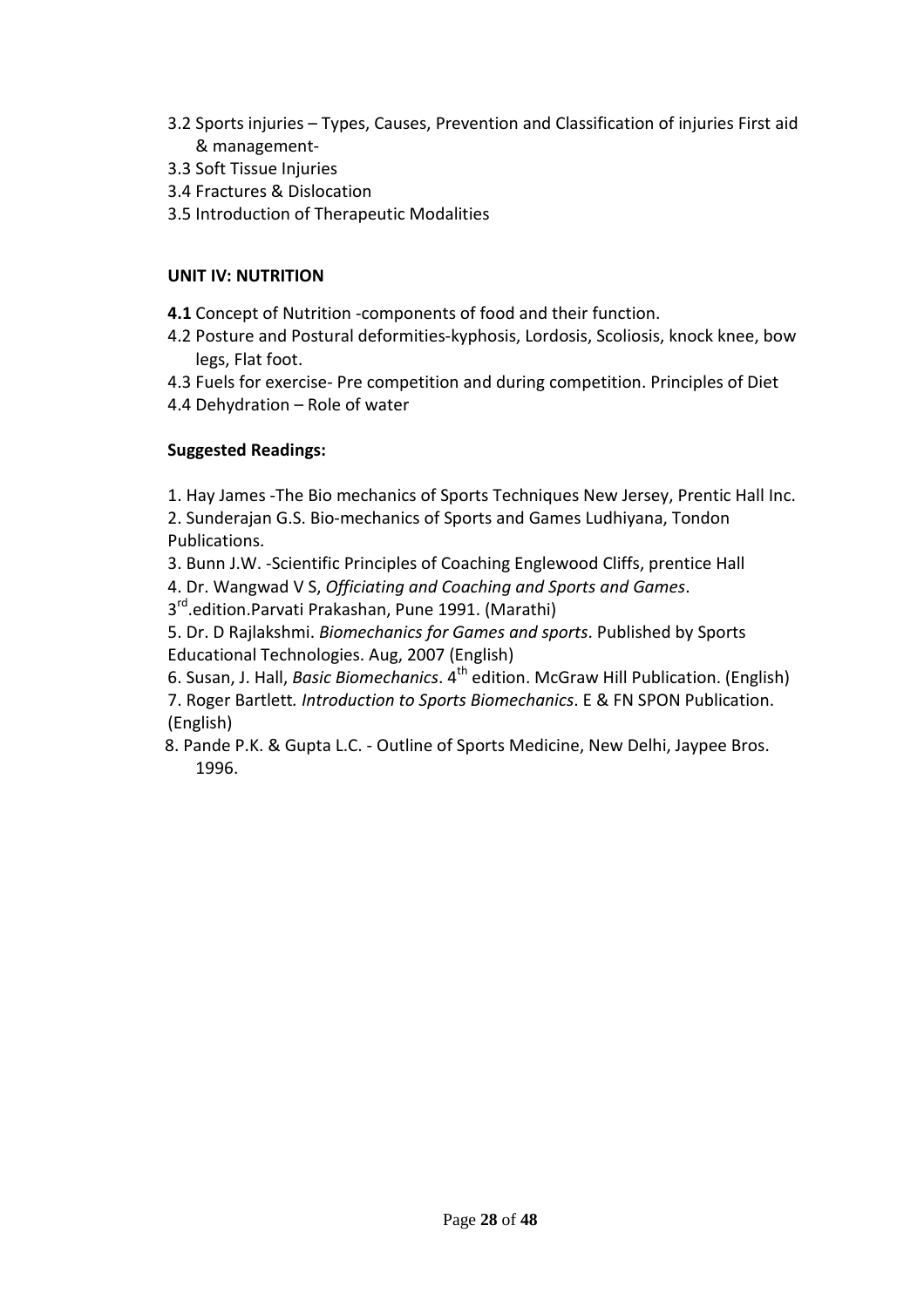3.2 Sports injuries – Types, Causes, Prevention and Classification of injuries First aid & management-
3.3 Soft Tissue Injuries
3.4 Fractures & Dislocation
3.5 Introduction of Therapeutic Modalities

**UNIT IV: NUTRITION**

**4.1** Concept of Nutrition -components of food and their function.
4.2 Posture and Postural deformities-kyphosis, Lordosis, Scoliosis, knock knee, bow legs, Flat foot.
4.3 Fuels for exercise- Pre competition and during competition. Principles of Diet
4.4 Dehydration – Role of water

**Suggested Readings:**

1. Hay James -The Bio mechanics of Sports Techniques New Jersey, Prentic Hall Inc.
2. Sunderajan G.S. Bio-mechanics of Sports and Games Ludhiyana, Tondon Publications.
3. Bunn J.W. -Scientific Principles of Coaching Englewood Cliffs, prentice Hall
4. Dr. Wangwad V S, *Officiating and Coaching and Sports and Games*. 3rd.edition.Parvati Prakashan, Pune 1991. (Marathi)
5. Dr. D Rajlakshmi. *Biomechanics for Games and sports*. Published by Sports Educational Technologies. Aug, 2007 (English)
6. Susan, J. Hall, *Basic Biomechanics*. 4th edition. McGraw Hill Publication. (English)
7. Roger Bartlett*. Introduction to Sports Biomechanics*. E & FN SPON Publication. (English)
8. Pande P.K. & Gupta L.C. - Outline of Sports Medicine, New Delhi, Jaypee Bros. 1996.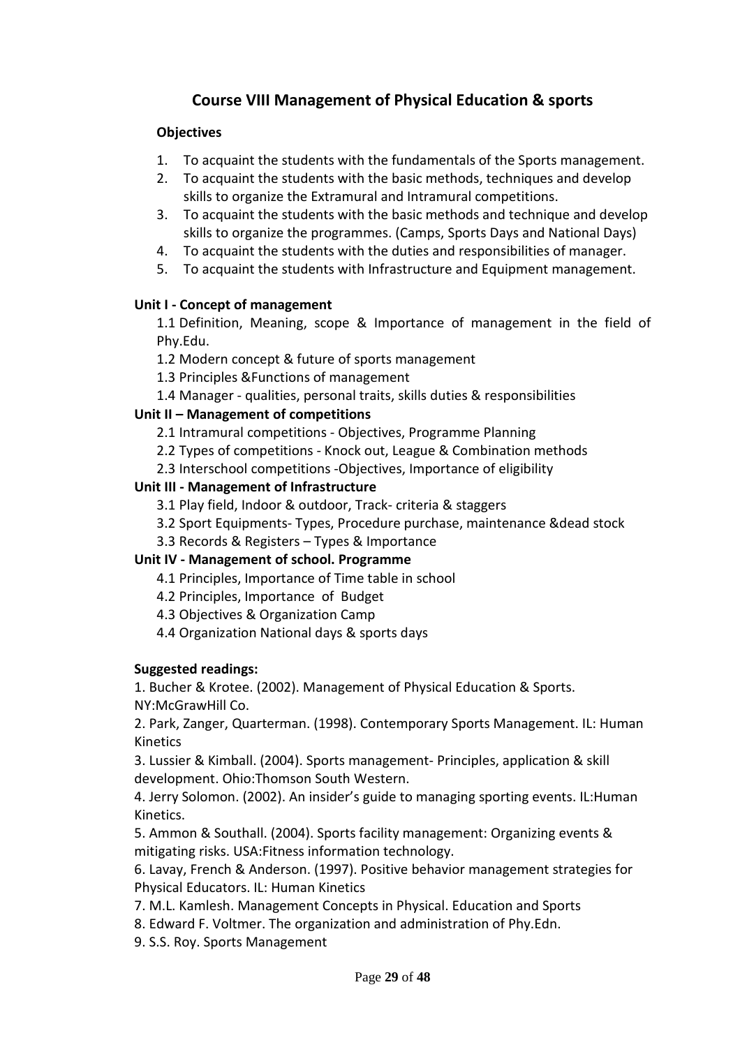# Course VIII Management of Physical Education & sports

**Objectives**

1. To acquaint the students with the fundamentals of the Sports management.
2. To acquaint the students with the basic methods, techniques and develop skills to organize the Extramural and Intramural competitions.
3. To acquaint the students with the basic methods and technique and develop skills to organize the programmes. (Camps, Sports Days and National Days)
4. To acquaint the students with the duties and responsibilities of manager.
5. To acquaint the students with Infrastructure and Equipment management.

**Unit I - Concept of management**

1.1 Definition, Meaning, scope & Importance of management in the field of Phy.Edu.

1.2 Modern concept & future of sports management

1.3 Principles &Functions of management

1.4 Manager - qualities, personal traits, skills duties & responsibilities

**Unit II – Management of competitions**

2.1 Intramural competitions - Objectives, Programme Planning

2.2 Types of competitions - Knock out, League & Combination methods

2.3 Interschool competitions -Objectives, Importance of eligibility

**Unit III - Management of Infrastructure**

3.1 Play field, Indoor & outdoor, Track- criteria & staggers

3.2 Sport Equipments- Types, Procedure purchase, maintenance &dead stock

3.3 Records & Registers – Types & Importance

**Unit IV - Management of school. Programme**

4.1 Principles, Importance of Time table in school

4.2 Principles, Importance of Budget

4.3 Objectives & Organization Camp

4.4 Organization National days & sports days

**Suggested readings:**

1. Bucher & Krotee. (2002). Management of Physical Education & Sports. NY:McGrawHill Co.
2. Park, Zanger, Quarterman. (1998). Contemporary Sports Management. IL: Human Kinetics
3. Lussier & Kimball. (2004). Sports management- Principles, application & skill development. Ohio:Thomson South Western.
4. Jerry Solomon. (2002). An insider's guide to managing sporting events. IL:Human Kinetics.
5. Ammon & Southall. (2004). Sports facility management: Organizing events & mitigating risks. USA:Fitness information technology.
6. Lavay, French & Anderson. (1997). Positive behavior management strategies for Physical Educators. IL: Human Kinetics
7. M.L. Kamlesh. Management Concepts in Physical. Education and Sports
8. Edward F. Voltmer. The organization and administration of Phy.Edn.
9. S.S. Roy. Sports Management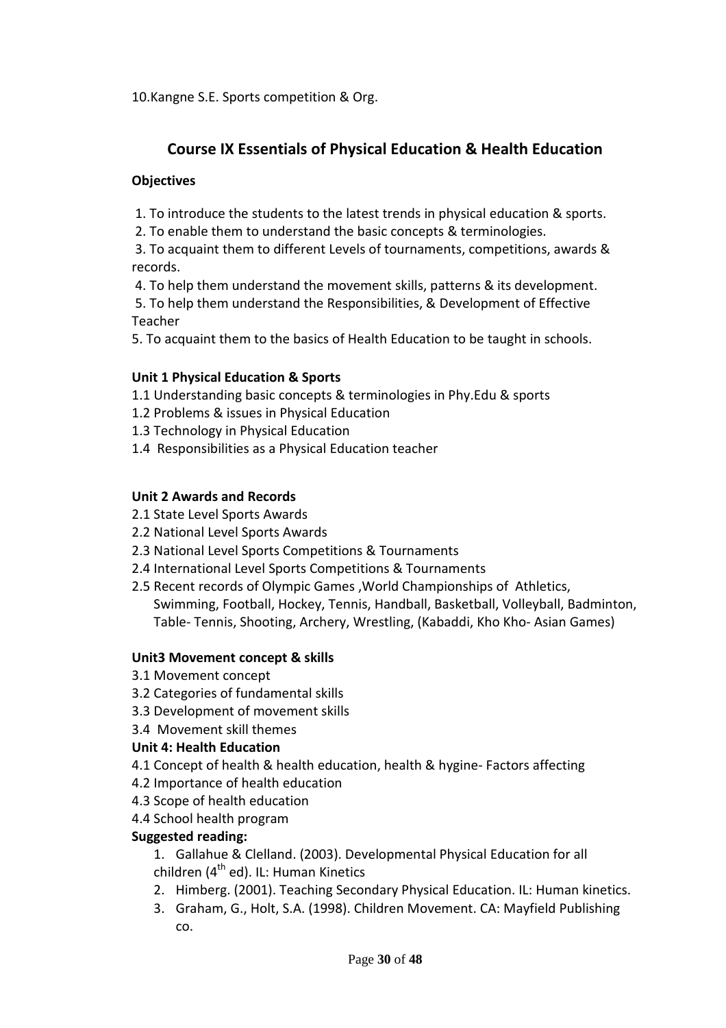10.Kangne S.E. Sports competition & Org.

## Course IX Essentials of Physical Education & Health Education

**Objectives**

1. To introduce the students to the latest trends in physical education & sports.
2. To enable them to understand the basic concepts & terminologies.
3. To acquaint them to different Levels of tournaments, competitions, awards & records.
4. To help them understand the movement skills, patterns & its development.
5. To help them understand the Responsibilities, & Development of Effective Teacher

5. To acquaint them to the basics of Health Education to be taught in schools.

**Unit 1 Physical Education & Sports**

1.1 Understanding basic concepts & terminologies in Phy.Edu & sports
1.2 Problems & issues in Physical Education
1.3 Technology in Physical Education
1.4 Responsibilities as a Physical Education teacher

**Unit 2 Awards and Records**

2.1 State Level Sports Awards
2.2 National Level Sports Awards
2.3 National Level Sports Competitions & Tournaments
2.4 International Level Sports Competitions & Tournaments
2.5 Recent records of Olympic Games ,World Championships of Athletics, Swimming, Football, Hockey, Tennis, Handball, Basketball, Volleyball, Badminton, Table- Tennis, Shooting, Archery, Wrestling, (Kabaddi, Kho Kho- Asian Games)

**Unit3 Movement concept & skills**

3.1 Movement concept
3.2 Categories of fundamental skills
3.3 Development of movement skills
3.4 Movement skill themes

**Unit 4: Health Education**

4.1 Concept of health & health education, health & hygine- Factors affecting
4.2 Importance of health education
4.3 Scope of health education
4.4 School health program

**Suggested reading:**

1. Gallahue & Clelland. (2003). Developmental Physical Education for all children (4th ed). IL: Human Kinetics
2. Himberg. (2001). Teaching Secondary Physical Education. IL: Human kinetics.
3. Graham, G., Holt, S.A. (1998). Children Movement. CA: Mayfield Publishing co.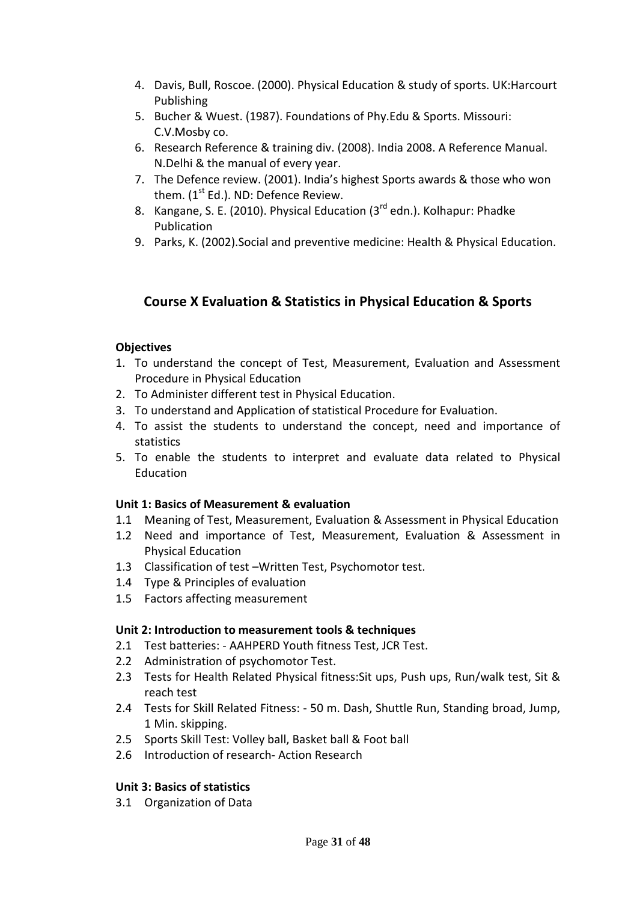4. Davis, Bull, Roscoe. (2000). Physical Education & study of sports. UK:Harcourt Publishing
5. Bucher & Wuest. (1987). Foundations of Phy.Edu & Sports. Missouri: C.V.Mosby co.
6. Research Reference & training div. (2008). India 2008. A Reference Manual. N.Delhi & the manual of every year.
7. The Defence review. (2001). India's highest Sports awards & those who won them. (1st Ed.). ND: Defence Review.
8. Kangane, S. E. (2010). Physical Education (3rd edn.). Kolhapur: Phadke Publication
9. Parks, K. (2002).Social and preventive medicine: Health & Physical Education.

## Course X Evaluation & Statistics in Physical Education & Sports

**Objectives**

1. To understand the concept of Test, Measurement, Evaluation and Assessment Procedure in Physical Education
2. To Administer different test in Physical Education.
3. To understand and Application of statistical Procedure for Evaluation.
4. To assist the students to understand the concept, need and importance of statistics
5. To enable the students to interpret and evaluate data related to Physical Education

**Unit 1: Basics of Measurement & evaluation**

1.1 Meaning of Test, Measurement, Evaluation & Assessment in Physical Education
1.2 Need and importance of Test, Measurement, Evaluation & Assessment in Physical Education
1.3 Classification of test –Written Test, Psychomotor test.
1.4 Type & Principles of evaluation
1.5 Factors affecting measurement

**Unit 2: Introduction to measurement tools & techniques**

2.1 Test batteries: - AAHPERD Youth fitness Test, JCR Test.
2.2 Administration of psychomotor Test.
2.3 Tests for Health Related Physical fitness:Sit ups, Push ups, Run/walk test, Sit & reach test
2.4 Tests for Skill Related Fitness: - 50 m. Dash, Shuttle Run, Standing broad, Jump, 1 Min. skipping.
2.5 Sports Skill Test: Volley ball, Basket ball & Foot ball
2.6 Introduction of research- Action Research

**Unit 3: Basics of statistics**

3.1 Organization of Data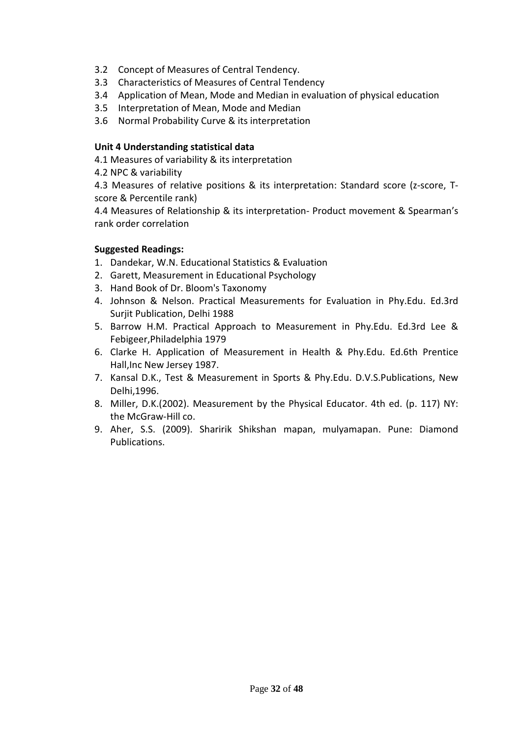- 3.2 Concept of Measures of Central Tendency.
- 3.3 Characteristics of Measures of Central Tendency
- 3.4 Application of Mean, Mode and Median in evaluation of physical education
- 3.5 Interpretation of Mean, Mode and Median
- 3.6 Normal Probability Curve & its interpretation

**Unit 4 Understanding statistical data**

4.1 Measures of variability & its interpretation

4.2 NPC & variability

4.3 Measures of relative positions & its interpretation: Standard score (z-score, T-score & Percentile rank)

4.4 Measures of Relationship & its interpretation- Product movement & Spearman's rank order correlation

**Suggested Readings:**

1. Dandekar, W.N. Educational Statistics & Evaluation
2. Garett, Measurement in Educational Psychology
3. Hand Book of Dr. Bloom's Taxonomy
4. Johnson & Nelson. Practical Measurements for Evaluation in Phy.Edu. Ed.3rd Surjit Publication, Delhi 1988
5. Barrow H.M. Practical Approach to Measurement in Phy.Edu. Ed.3rd Lee & Febigeer,Philadelphia 1979
6. Clarke H. Application of Measurement in Health & Phy.Edu. Ed.6th Prentice Hall,Inc New Jersey 1987.
7. Kansal D.K., Test & Measurement in Sports & Phy.Edu. D.V.S.Publications, New Delhi,1996.
8. Miller, D.K.(2002). Measurement by the Physical Educator. 4th ed. (p. 117) NY: the McGraw-Hill co.
9. Aher, S.S. (2009). Sharirik Shikshan mapan, mulyamapan. Pune: Diamond Publications.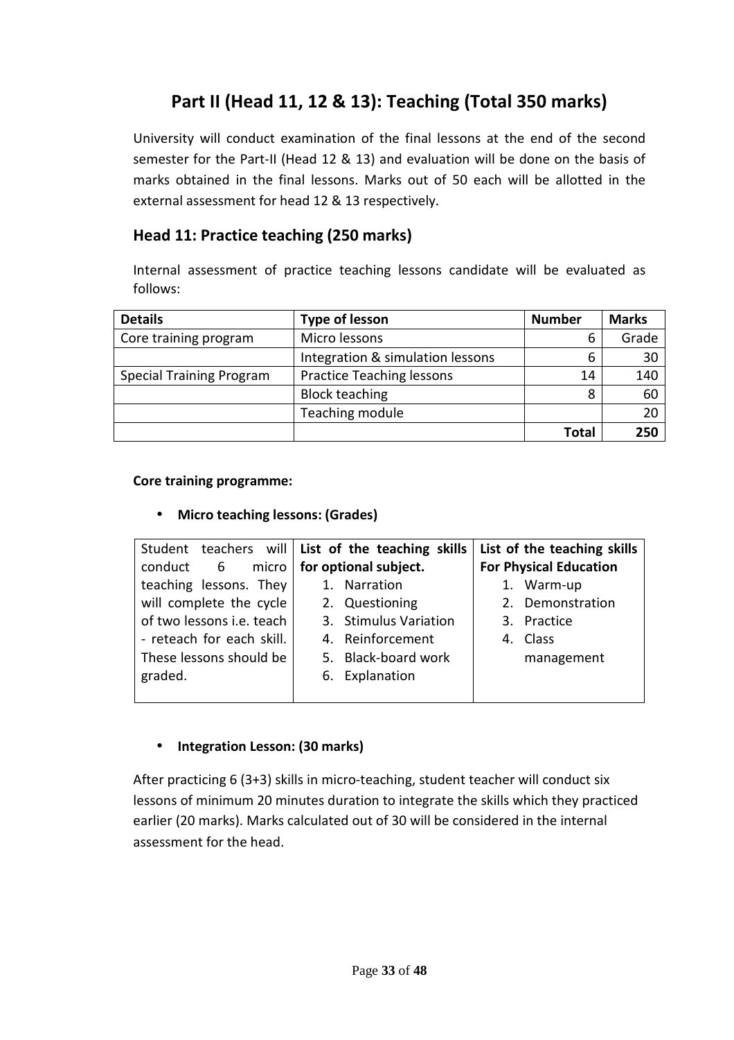## Part II (Head 11, 12 & 13): Teaching (Total 350 marks)

University will conduct examination of the final lessons at the end of the second semester for the Part-II (Head 12 & 13) and evaluation will be done on the basis of marks obtained in the final lessons. Marks out of 50 each will be allotted in the external assessment for head 12 & 13 respectively.

### Head 11: Practice teaching (250 marks)

Internal assessment of practice teaching lessons candidate will be evaluated as follows:

| Details | Type of lesson | Number | Marks |
|---|---|---|---|
| Core training program | Micro lessons | 6 | Grade |
| | Integration & simulation lessons | 6 | 30 |
| Special Training Program | Practice Teaching lessons | 14 | 140 |
| | Block teaching | 8 | 60 |
| | Teaching module | | 20 |
| | | **Total** | **250** |

**Core training programme:**

- **Micro teaching lessons: (Grades)**

| Student teachers will conduct 6 micro teaching lessons. They will complete the cycle of two lessons i.e. teach - reteach for each skill. These lessons should be graded. | **List of the teaching skills for optional subject.** 1. Narration 2. Questioning 3. Stimulus Variation 4. Reinforcement 5. Black-board work 6. Explanation | **List of the teaching skills For Physical Education** 1. Warm-up 2. Demonstration 3. Practice 4. Class management |
|---|---|---|

- **Integration Lesson: (30 marks)**

After practicing 6 (3+3) skills in micro-teaching, student teacher will conduct six lessons of minimum 20 minutes duration to integrate the skills which they practiced earlier (20 marks). Marks calculated out of 30 will be considered in the internal assessment for the head.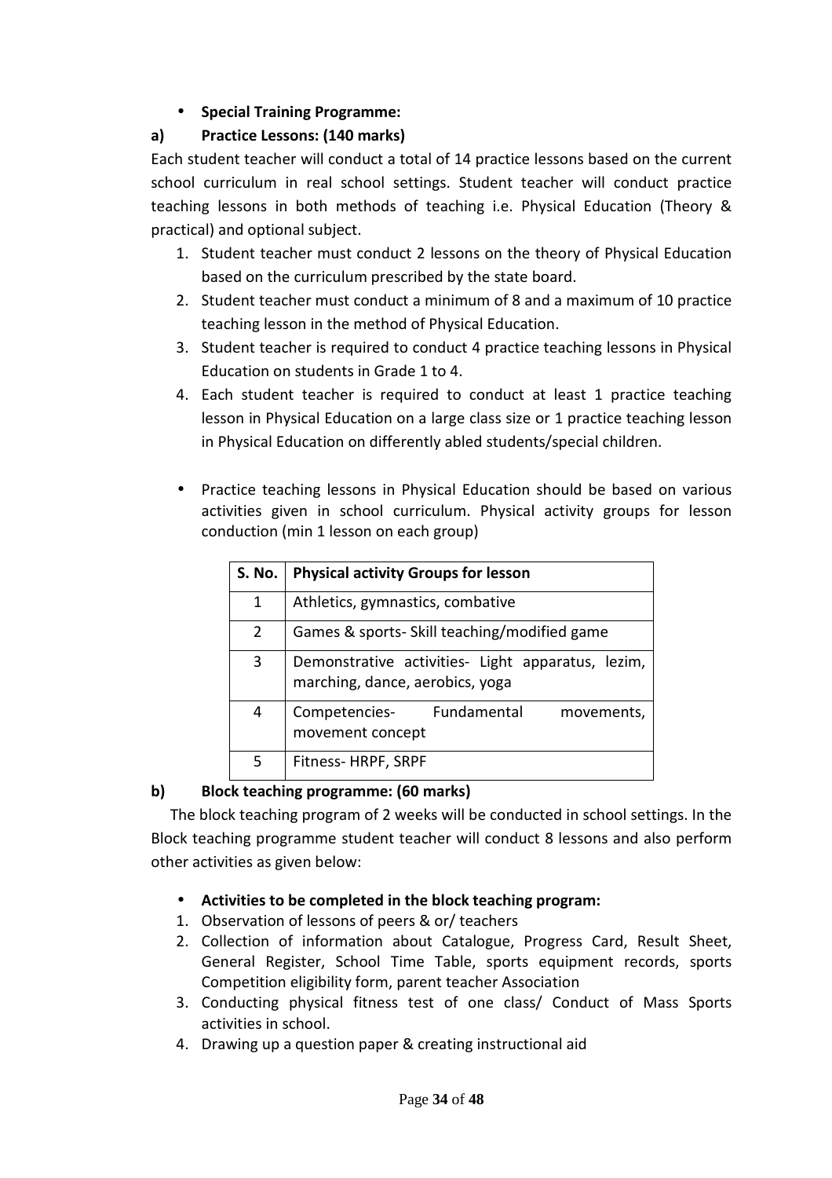- **Special Training Programme:**

**a) Practice Lessons: (140 marks)**

Each student teacher will conduct a total of 14 practice lessons based on the current school curriculum in real school settings. Student teacher will conduct practice teaching lessons in both methods of teaching i.e. Physical Education (Theory & practical) and optional subject.

1. Student teacher must conduct 2 lessons on the theory of Physical Education based on the curriculum prescribed by the state board.
2. Student teacher must conduct a minimum of 8 and a maximum of 10 practice teaching lesson in the method of Physical Education.
3. Student teacher is required to conduct 4 practice teaching lessons in Physical Education on students in Grade 1 to 4.
4. Each student teacher is required to conduct at least 1 practice teaching lesson in Physical Education on a large class size or 1 practice teaching lesson in Physical Education on differently abled students/special children.

- Practice teaching lessons in Physical Education should be based on various activities given in school curriculum. Physical activity groups for lesson conduction (min 1 lesson on each group)

| S. No. | Physical activity Groups for lesson |
|---|---|
| 1 | Athletics, gymnastics, combative |
| 2 | Games & sports- Skill teaching/modified game |
| 3 | Demonstrative activities- Light apparatus, lezim, marching, dance, aerobics, yoga |
| 4 | Competencies- Fundamental movements, movement concept |
| 5 | Fitness- HRPF, SRPF |

**b) Block teaching programme: (60 marks)**

The block teaching program of 2 weeks will be conducted in school settings. In the Block teaching programme student teacher will conduct 8 lessons and also perform other activities as given below:

- **Activities to be completed in the block teaching program:**

1. Observation of lessons of peers & or/ teachers
2. Collection of information about Catalogue, Progress Card, Result Sheet, General Register, School Time Table, sports equipment records, sports Competition eligibility form, parent teacher Association
3. Conducting physical fitness test of one class/ Conduct of Mass Sports activities in school.
4. Drawing up a question paper & creating instructional aid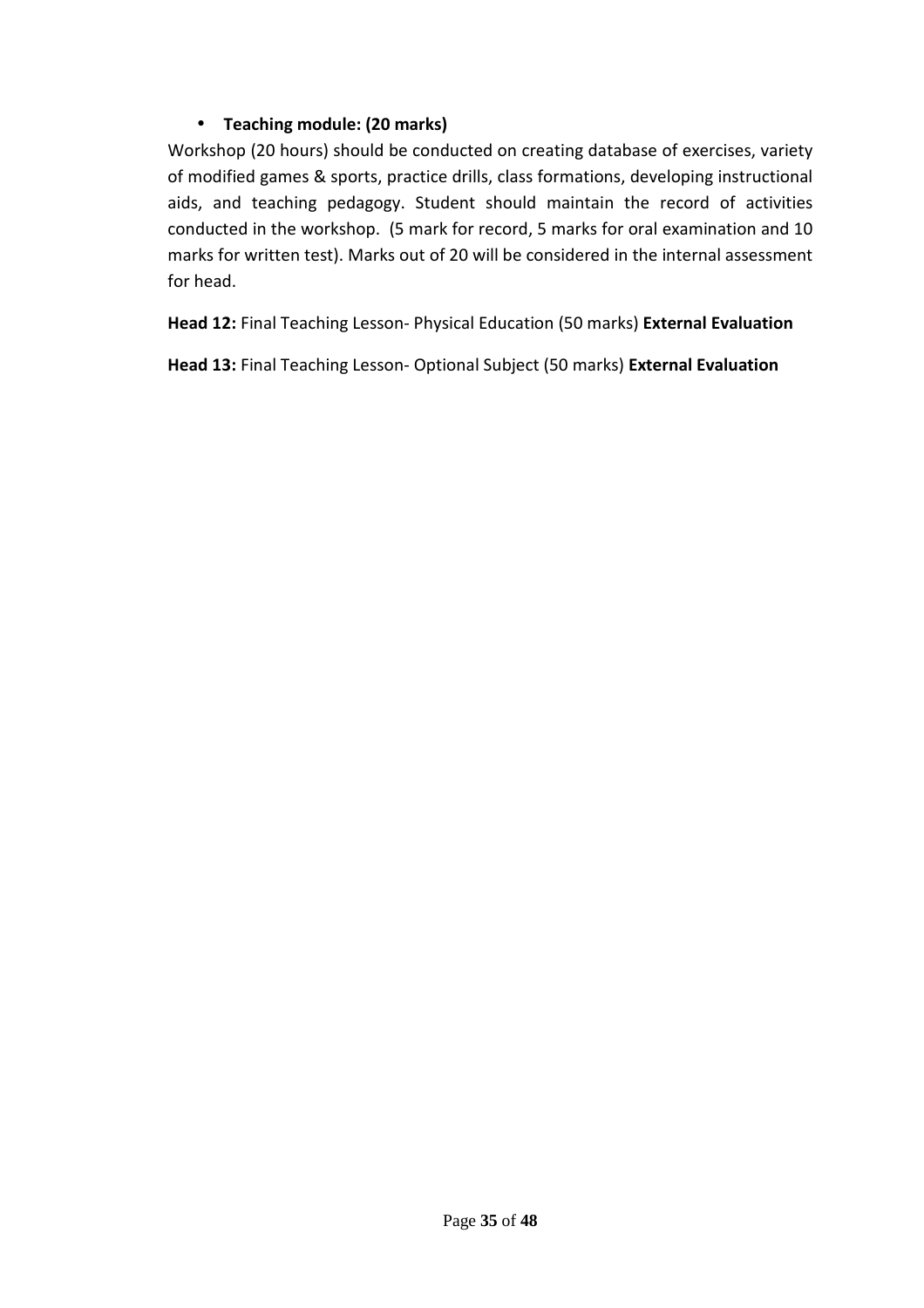- **Teaching module: (20 marks)**

Workshop (20 hours) should be conducted on creating database of exercises, variety of modified games & sports, practice drills, class formations, developing instructional aids, and teaching pedagogy. Student should maintain the record of activities conducted in the workshop. (5 mark for record, 5 marks for oral examination and 10 marks for written test). Marks out of 20 will be considered in the internal assessment for head.

**Head 12:** Final Teaching Lesson- Physical Education (50 marks) **External Evaluation**

**Head 13:** Final Teaching Lesson- Optional Subject (50 marks) **External Evaluation**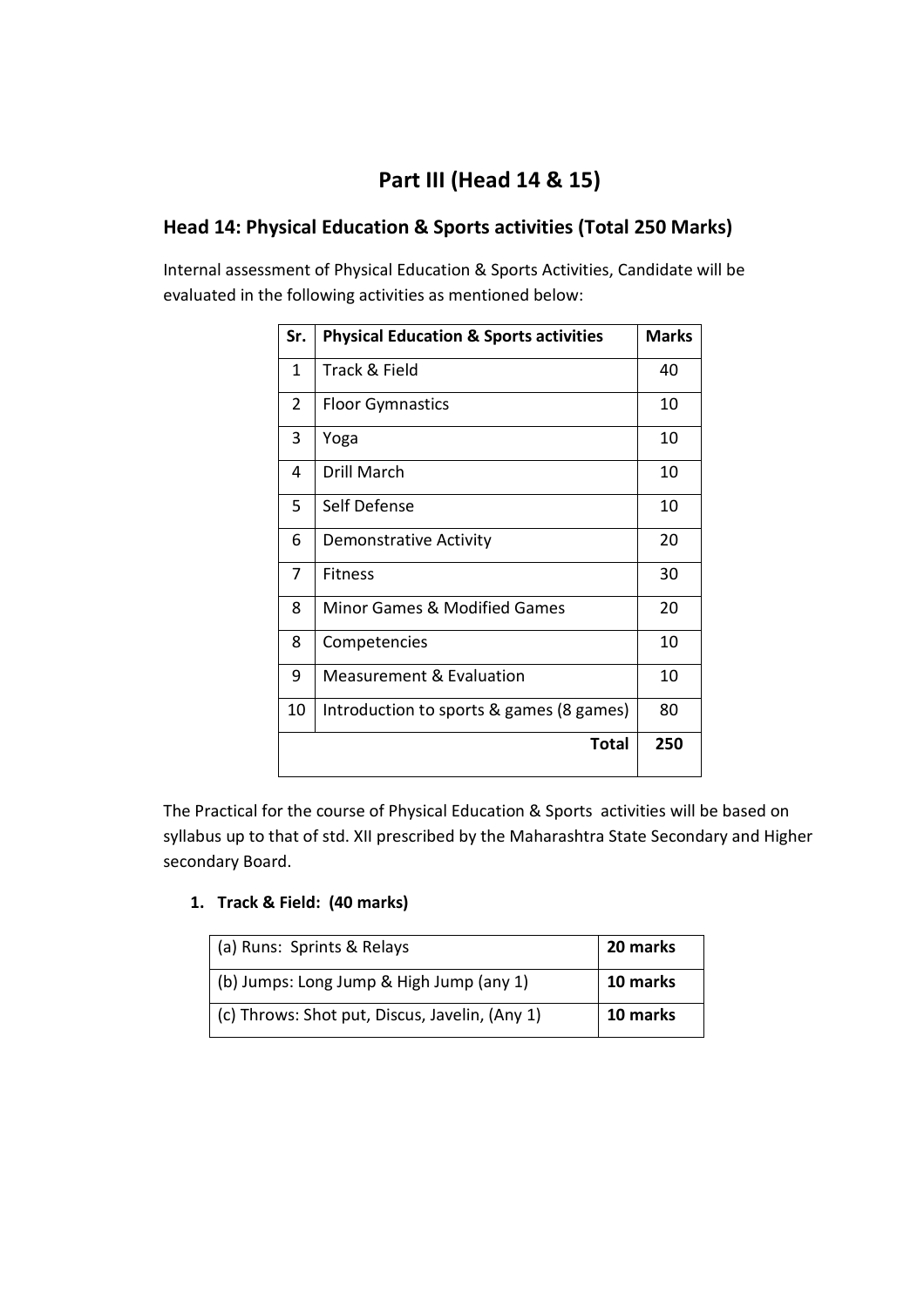# Part III (Head 14 & 15)

## Head 14: Physical Education & Sports activities (Total 250 Marks)

Internal assessment of Physical Education & Sports Activities, Candidate will be evaluated in the following activities as mentioned below:

| Sr. | Physical Education & Sports activities | Marks |
|---|---|---|
| 1 | Track & Field | 40 |
| 2 | Floor Gymnastics | 10 |
| 3 | Yoga | 10 |
| 4 | Drill March | 10 |
| 5 | Self Defense | 10 |
| 6 | Demonstrative Activity | 20 |
| 7 | Fitness | 30 |
| 8 | Minor Games & Modified Games | 20 |
| 8 | Competencies | 10 |
| 9 | Measurement & Evaluation | 10 |
| 10 | Introduction to sports & games (8 games) | 80 |
| | **Total** | **250** |

The Practical for the course of Physical Education & Sports activities will be based on syllabus up to that of std. XII prescribed by the Maharashtra State Secondary and Higher secondary Board.

1. **Track & Field: (40 marks)**

| (a) Runs: Sprints & Relays | **20 marks** |
|---|---|
| (b) Jumps: Long Jump & High Jump (any 1) | **10 marks** |
| (c) Throws: Shot put, Discus, Javelin, (Any 1) | **10 marks** |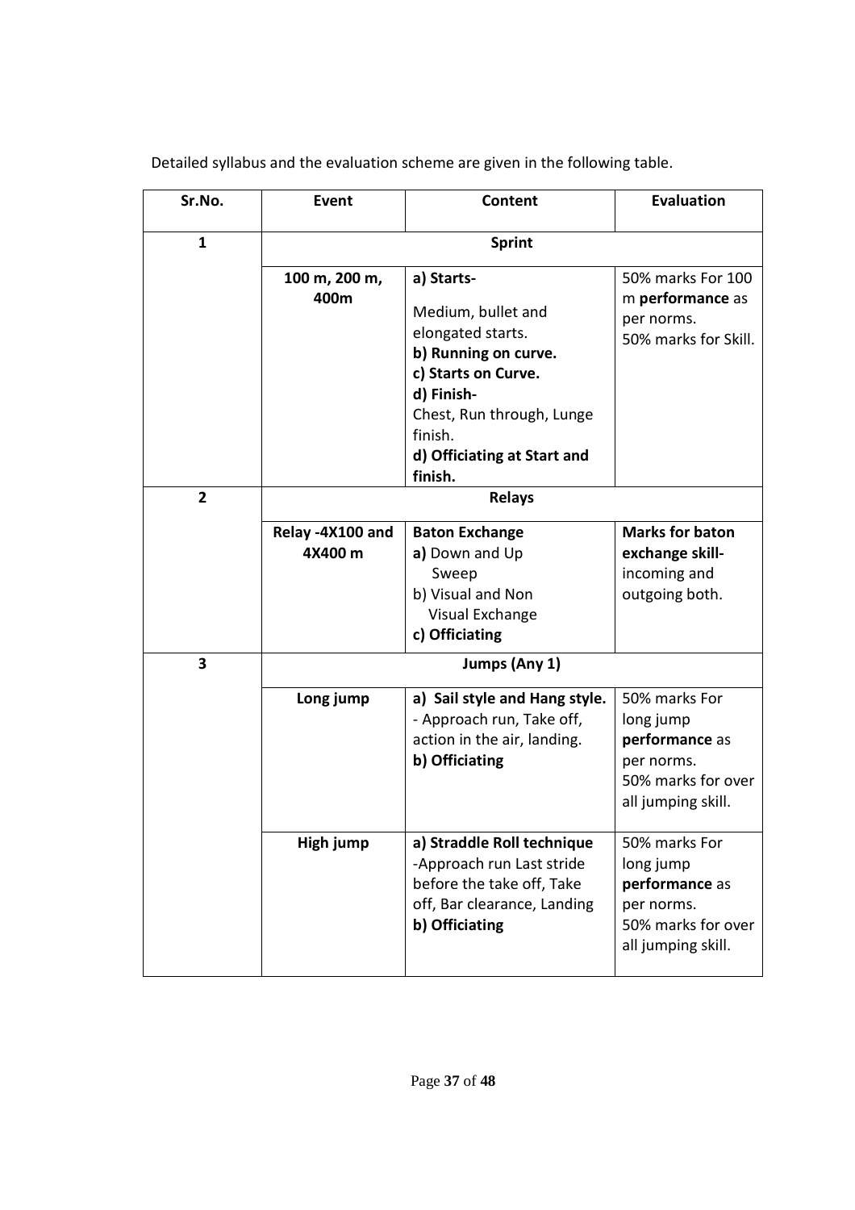Detailed syllabus and the evaluation scheme are given in the following table.

| Sr.No. | Event | Content | Evaluation |
|---|---|---|---|
| 1 | **Sprint** | | |
| | **100 m, 200 m, 400m** | **a) Starts-** Medium, bullet and elongated starts. **b) Running on curve.** **c) Starts on Curve.** **d) Finish-** Chest, Run through, Lunge finish. **d) Officiating at Start and finish.** | 50% marks For 100 m **performance** as per norms. 50% marks for Skill. |
| 2 | **Relays** | | |
| | **Relay -4X100 and 4X400 m** | **Baton Exchange** **a)** Down and Up Sweep b) Visual and Non Visual Exchange **c) Officiating** | **Marks for baton exchange skill-** incoming and outgoing both. |
| 3 | **Jumps (Any 1)** | | |
| | **Long jump** | **a) Sail style and Hang style.** - Approach run, Take off, action in the air, landing. **b) Officiating** | 50% marks For long jump **performance** as per norms. 50% marks for over all jumping skill. |
| | **High jump** | **a) Straddle Roll technique** -Approach run Last stride before the take off, Take off, Bar clearance, Landing **b) Officiating** | 50% marks For long jump **performance** as per norms. 50% marks for over all jumping skill. |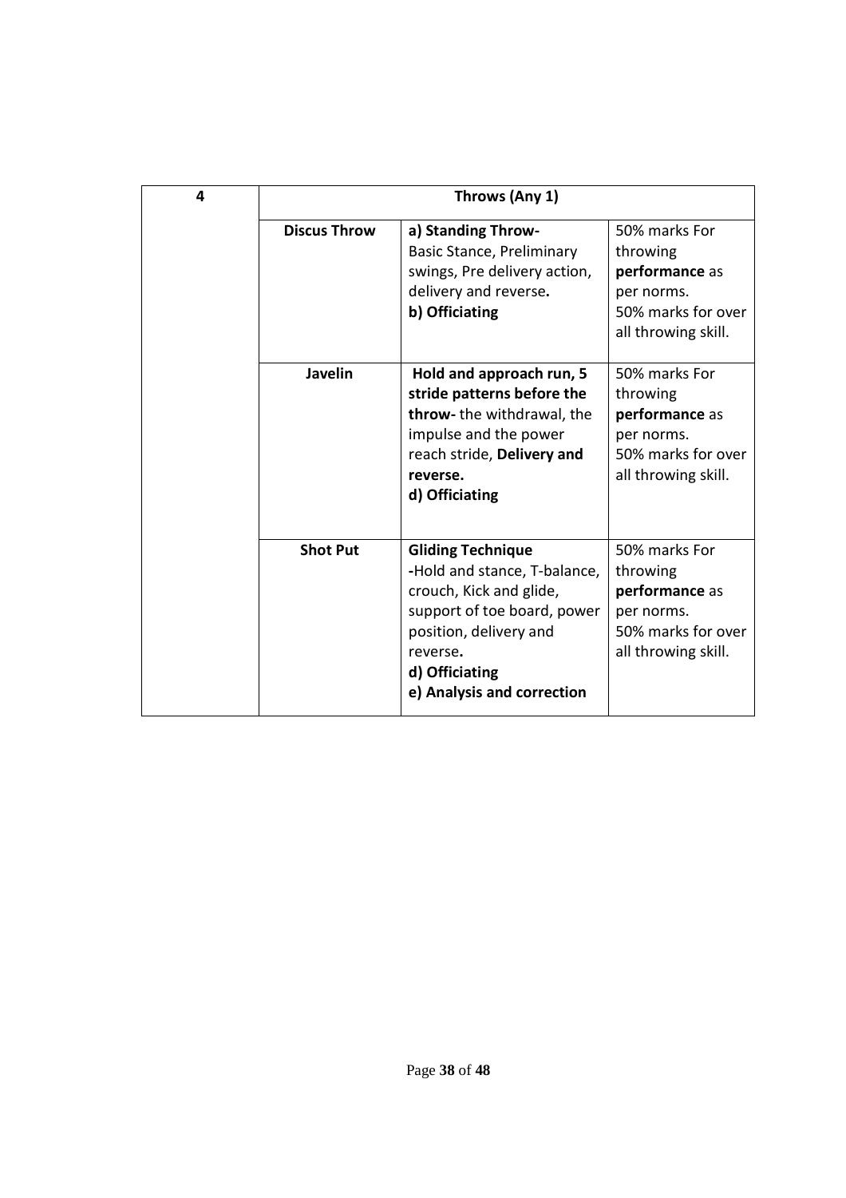| 4 | **Throws (Any 1)** | | |
|---|---|---|---|
| | **Discus Throw** | **a) Standing Throw-** Basic Stance, Preliminary swings, Pre delivery action, delivery and reverse**.** **b) Officiating** | 50% marks For throwing **performance** as per norms. 50% marks for over all throwing skill. |
| | **Javelin** | **Hold and approach run, 5 stride patterns before the throw-** the withdrawal, the impulse and the power reach stride, **Delivery and reverse.** **d) Officiating** | 50% marks For throwing **performance** as per norms. 50% marks for over all throwing skill. |
| | **Shot Put** | **Gliding Technique** **-**Hold and stance, T-balance, crouch, Kick and glide, support of toe board, power position, delivery and reverse**.** **d) Officiating** **e) Analysis and correction** | 50% marks For throwing **performance** as per norms. 50% marks for over all throwing skill. |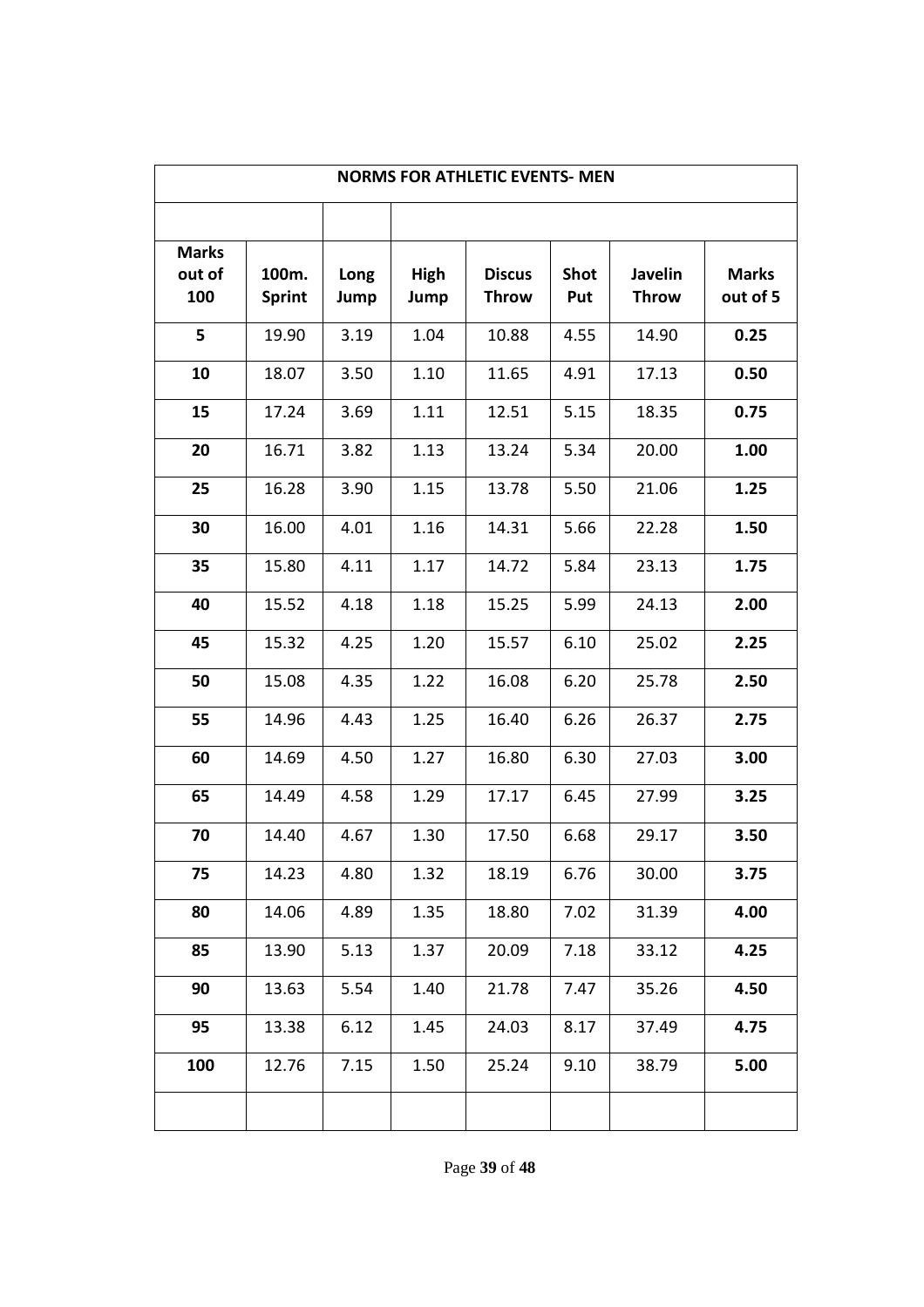## NORMS FOR ATHLETIC EVENTS- MEN

| Marks out of 100 | 100m. Sprint | Long Jump | High Jump | Discus Throw | Shot Put | Javelin Throw | Marks out of 5 |
|---|---|---|---|---|---|---|---|
| **5** | 19.90 | 3.19 | 1.04 | 10.88 | 4.55 | 14.90 | **0.25** |
| **10** | 18.07 | 3.50 | 1.10 | 11.65 | 4.91 | 17.13 | **0.50** |
| **15** | 17.24 | 3.69 | 1.11 | 12.51 | 5.15 | 18.35 | **0.75** |
| **20** | 16.71 | 3.82 | 1.13 | 13.24 | 5.34 | 20.00 | **1.00** |
| **25** | 16.28 | 3.90 | 1.15 | 13.78 | 5.50 | 21.06 | **1.25** |
| **30** | 16.00 | 4.01 | 1.16 | 14.31 | 5.66 | 22.28 | **1.50** |
| **35** | 15.80 | 4.11 | 1.17 | 14.72 | 5.84 | 23.13 | **1.75** |
| **40** | 15.52 | 4.18 | 1.18 | 15.25 | 5.99 | 24.13 | **2.00** |
| **45** | 15.32 | 4.25 | 1.20 | 15.57 | 6.10 | 25.02 | **2.25** |
| **50** | 15.08 | 4.35 | 1.22 | 16.08 | 6.20 | 25.78 | **2.50** |
| **55** | 14.96 | 4.43 | 1.25 | 16.40 | 6.26 | 26.37 | **2.75** |
| **60** | 14.69 | 4.50 | 1.27 | 16.80 | 6.30 | 27.03 | **3.00** |
| **65** | 14.49 | 4.58 | 1.29 | 17.17 | 6.45 | 27.99 | **3.25** |
| **70** | 14.40 | 4.67 | 1.30 | 17.50 | 6.68 | 29.17 | **3.50** |
| **75** | 14.23 | 4.80 | 1.32 | 18.19 | 6.76 | 30.00 | **3.75** |
| **80** | 14.06 | 4.89 | 1.35 | 18.80 | 7.02 | 31.39 | **4.00** |
| **85** | 13.90 | 5.13 | 1.37 | 20.09 | 7.18 | 33.12 | **4.25** |
| **90** | 13.63 | 5.54 | 1.40 | 21.78 | 7.47 | 35.26 | **4.50** |
| **95** | 13.38 | 6.12 | 1.45 | 24.03 | 8.17 | 37.49 | **4.75** |
| **100** | 12.76 | 7.15 | 1.50 | 25.24 | 9.10 | 38.79 | **5.00** |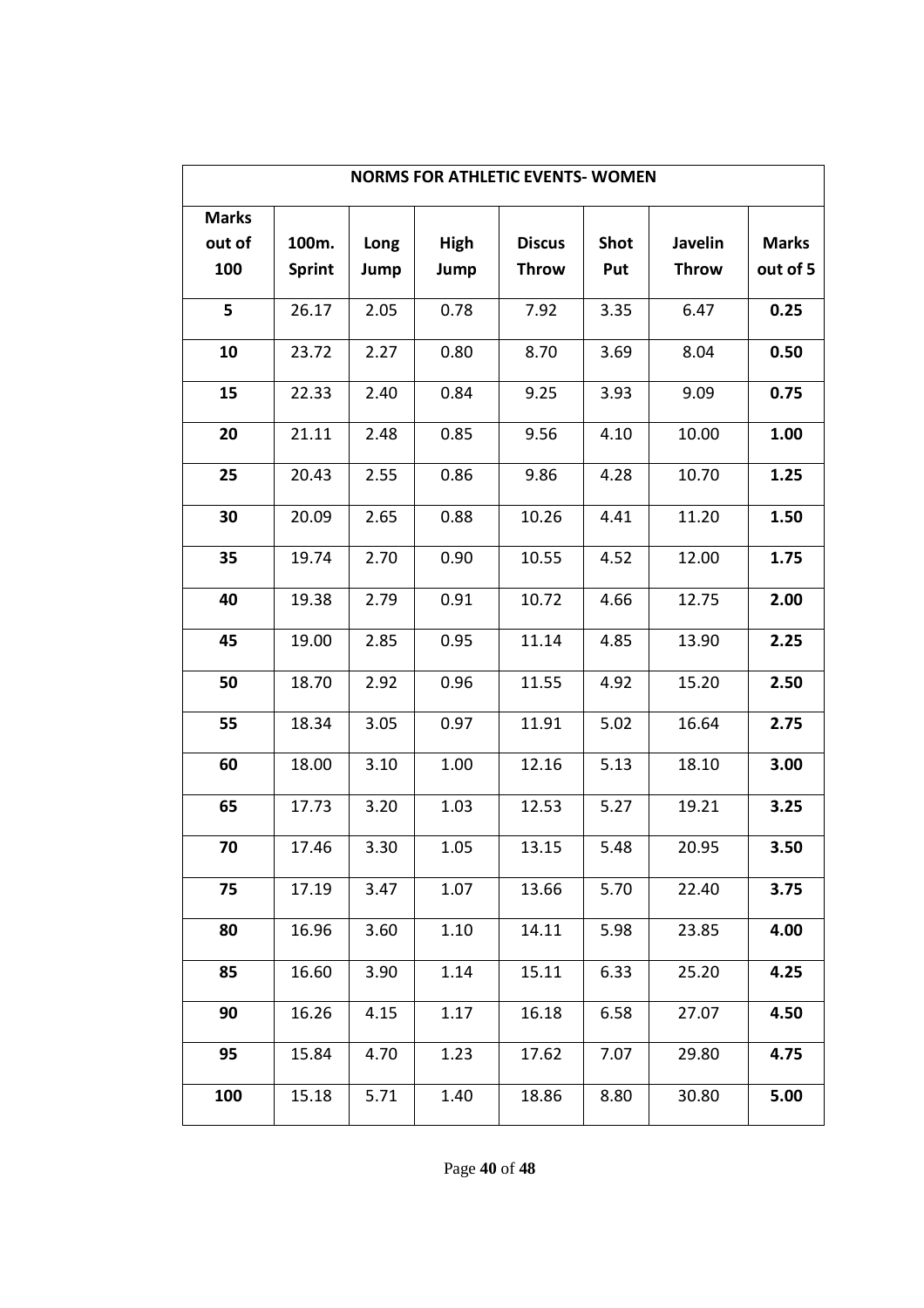| NORMS FOR ATHLETIC EVENTS- WOMEN | | | | | | | |
|---|---|---|---|---|---|---|---|
| **Marks out of 100** | **100m. Sprint** | **Long Jump** | **High Jump** | **Discus Throw** | **Shot Put** | **Javelin Throw** | **Marks out of 5** |
| **5** | 26.17 | 2.05 | 0.78 | 7.92 | 3.35 | 6.47 | **0.25** |
| **10** | 23.72 | 2.27 | 0.80 | 8.70 | 3.69 | 8.04 | **0.50** |
| **15** | 22.33 | 2.40 | 0.84 | 9.25 | 3.93 | 9.09 | **0.75** |
| **20** | 21.11 | 2.48 | 0.85 | 9.56 | 4.10 | 10.00 | **1.00** |
| **25** | 20.43 | 2.55 | 0.86 | 9.86 | 4.28 | 10.70 | **1.25** |
| **30** | 20.09 | 2.65 | 0.88 | 10.26 | 4.41 | 11.20 | **1.50** |
| **35** | 19.74 | 2.70 | 0.90 | 10.55 | 4.52 | 12.00 | **1.75** |
| **40** | 19.38 | 2.79 | 0.91 | 10.72 | 4.66 | 12.75 | **2.00** |
| **45** | 19.00 | 2.85 | 0.95 | 11.14 | 4.85 | 13.90 | **2.25** |
| **50** | 18.70 | 2.92 | 0.96 | 11.55 | 4.92 | 15.20 | **2.50** |
| **55** | 18.34 | 3.05 | 0.97 | 11.91 | 5.02 | 16.64 | **2.75** |
| **60** | 18.00 | 3.10 | 1.00 | 12.16 | 5.13 | 18.10 | **3.00** |
| **65** | 17.73 | 3.20 | 1.03 | 12.53 | 5.27 | 19.21 | **3.25** |
| **70** | 17.46 | 3.30 | 1.05 | 13.15 | 5.48 | 20.95 | **3.50** |
| **75** | 17.19 | 3.47 | 1.07 | 13.66 | 5.70 | 22.40 | **3.75** |
| **80** | 16.96 | 3.60 | 1.10 | 14.11 | 5.98 | 23.85 | **4.00** |
| **85** | 16.60 | 3.90 | 1.14 | 15.11 | 6.33 | 25.20 | **4.25** |
| **90** | 16.26 | 4.15 | 1.17 | 16.18 | 6.58 | 27.07 | **4.50** |
| **95** | 15.84 | 4.70 | 1.23 | 17.62 | 7.07 | 29.80 | **4.75** |
| **100** | 15.18 | 5.71 | 1.40 | 18.86 | 8.80 | 30.80 | **5.00** |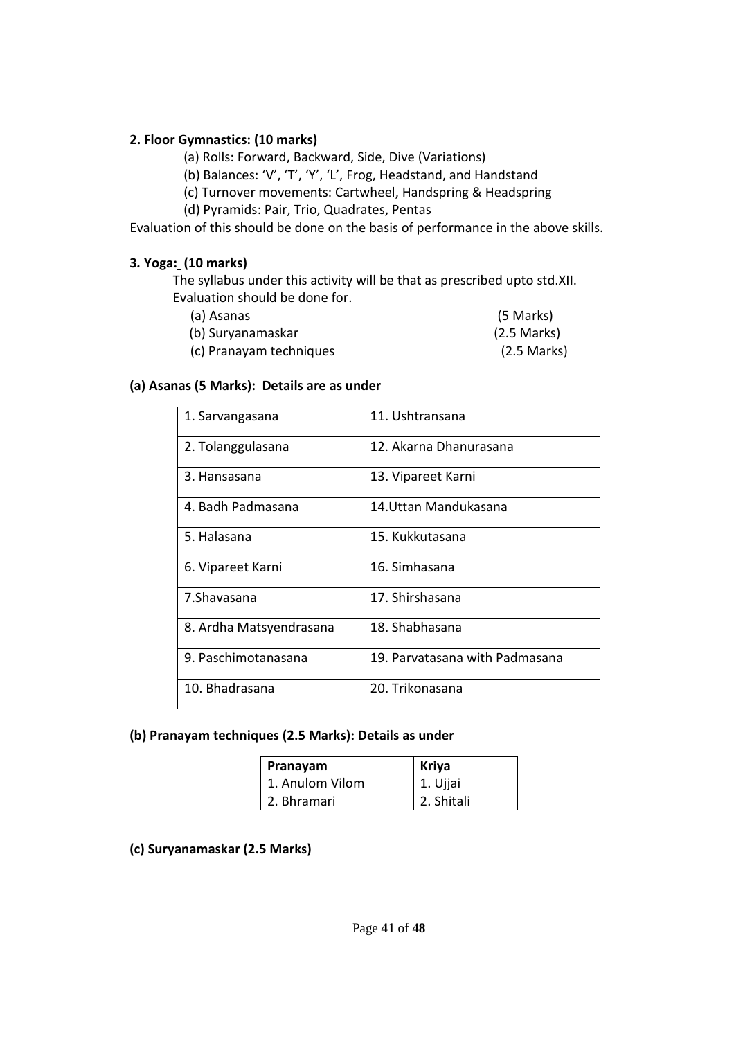**2. Floor Gymnastics: (10 marks)**

(a) Rolls: Forward, Backward, Side, Dive (Variations)

(b) Balances: 'V', 'T', 'Y', 'L', Frog, Headstand, and Handstand

(c) Turnover movements: Cartwheel, Handspring & Headspring

(d) Pyramids: Pair, Trio, Quadrates, Pentas

Evaluation of this should be done on the basis of performance in the above skills.

**3. Yoga: (10 marks)**

The syllabus under this activity will be that as prescribed upto std.XII.

Evaluation should be done for.

| | |
|---|---|
| (a) Asanas | (5 Marks) |
| (b) Suryanamaskar | (2.5 Marks) |
| (c) Pranayam techniques | (2.5 Marks) |

**(a) Asanas (5 Marks): Details are as under**

| | |
|---|---|
| 1. Sarvangasana | 11. Ushtransana |
| 2. Tolanggulasana | 12. Akarna Dhanurasana |
| 3. Hansasana | 13. Vipareet Karni |
| 4. Badh Padmasana | 14.Uttan Mandukasana |
| 5. Halasana | 15. Kukkutasana |
| 6. Vipareet Karni | 16. Simhasana |
| 7.Shavasana | 17. Shirshasana |
| 8. Ardha Matsyendrasana | 18. Shabhasana |
| 9. Paschimotanasana | 19. Parvatasana with Padmasana |
| 10. Bhadrasana | 20. Trikonasana |

**(b) Pranayam techniques (2.5 Marks): Details as under**

| Pranayam | Kriya |
|---|---|
| 1. Anulom Vilom | 1. Ujjai |
| 2. Bhramari | 2. Shitali |

**(c) Suryanamaskar (2.5 Marks)**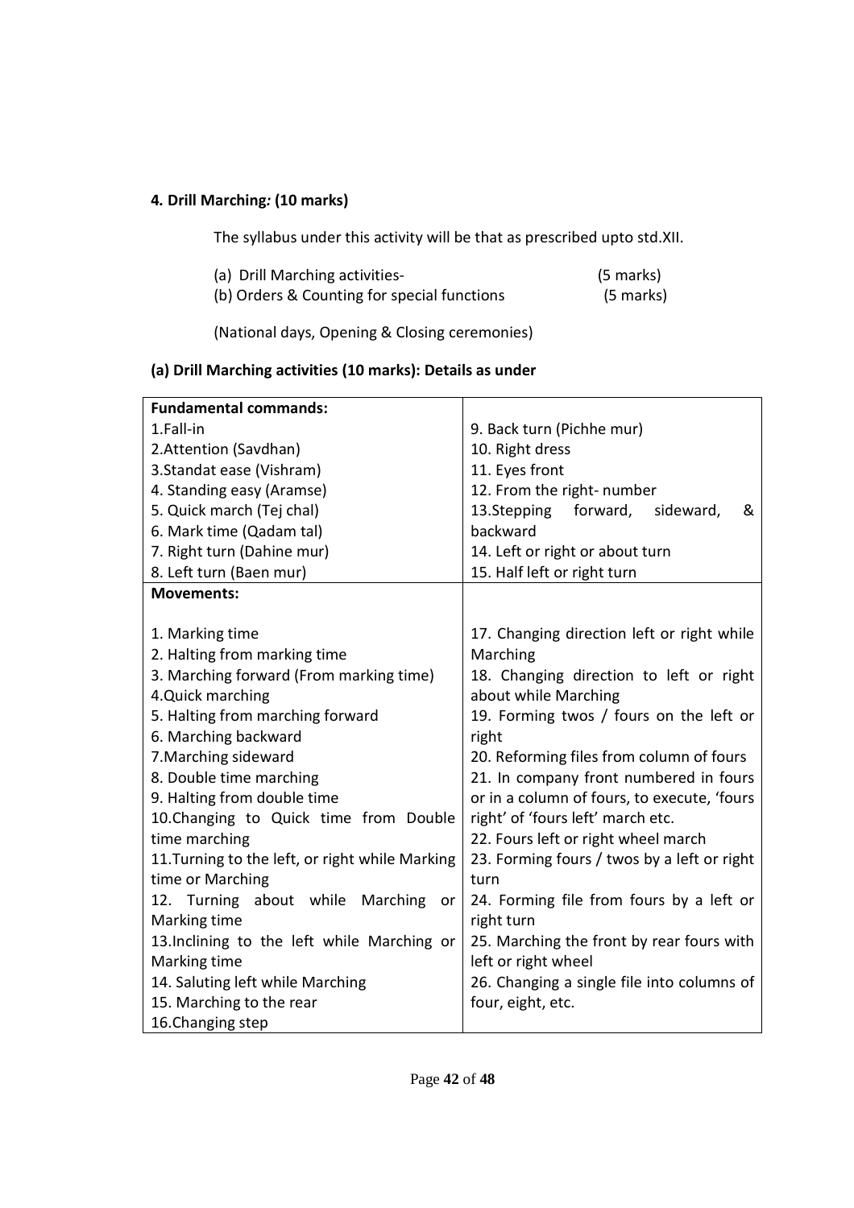**4. Drill Marching: (10 marks)**

The syllabus under this activity will be that as prescribed upto std.XII.

(a) Drill Marching activities- (5 marks)
(b) Orders & Counting for special functions (5 marks)

(National days, Opening & Closing ceremonies)

**(a) Drill Marching activities (10 marks): Details as under**

| **Fundamental commands:** | |
|---|---|
| 1.Fall-in<br>2.Attention (Savdhan)<br>3.Standat ease (Vishram)<br>4. Standing easy (Aramse)<br>5. Quick march (Tej chal)<br>6. Mark time (Qadam tal)<br>7. Right turn (Dahine mur)<br>8. Left turn (Baen mur) | 9. Back turn (Pichhe mur)<br>10. Right dress<br>11. Eyes front<br>12. From the right- number<br>13.Stepping forward, sideward, & backward<br>14. Left or right or about turn<br>15. Half left or right turn |
| **Movements:** | |
| 1. Marking time<br>2. Halting from marking time<br>3. Marching forward (From marking time)<br>4.Quick marching<br>5. Halting from marching forward<br>6. Marching backward<br>7.Marching sideward<br>8. Double time marching<br>9. Halting from double time<br>10.Changing to Quick time from Double time marching<br>11.Turning to the left, or right while Marking time or Marching<br>12. Turning about while Marching or Marking time<br>13.Inclining to the left while Marching or Marking time<br>14. Saluting left while Marching<br>15. Marching to the rear<br>16.Changing step | 17. Changing direction left or right while Marching<br>18. Changing direction to left or right about while Marching<br>19. Forming twos / fours on the left or right<br>20. Reforming files from column of fours<br>21. In company front numbered in fours or in a column of fours, to execute, 'fours right' of 'fours left' march etc.<br>22. Fours left or right wheel march<br>23. Forming fours / twos by a left or right turn<br>24. Forming file from fours by a left or right turn<br>25. Marching the front by rear fours with left or right wheel<br>26. Changing a single file into columns of four, eight, etc. |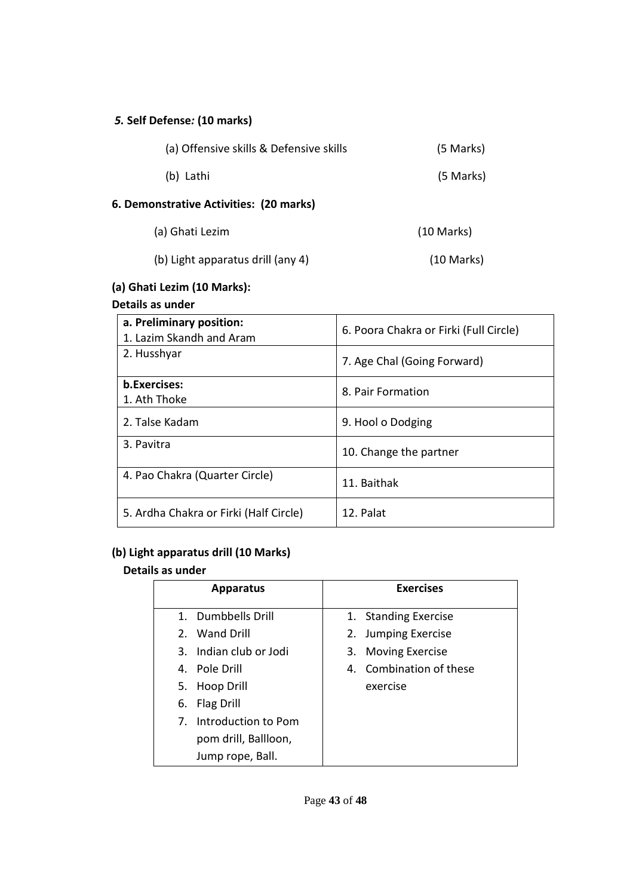***5.* Self Defense*:* (10 marks)**

(a) Offensive skills & Defensive skills (5 Marks)

(b) Lathi (5 Marks)

**6. Demonstrative Activities: (20 marks)**

(a) Ghati Lezim (10 Marks)

(b) Light apparatus drill (any 4) (10 Marks)

**(a) Ghati Lezim (10 Marks):**

**Details as under**

| **a. Preliminary position:**<br>1. Lazim Skandh and Aram | 6. Poora Chakra or Firki (Full Circle) |
|---|---|
| 2. Husshyar | 7. Age Chal (Going Forward) |
| **b.Exercises:**<br>1. Ath Thoke | 8. Pair Formation |
| 2. Talse Kadam | 9. Hool o Dodging |
| 3. Pavitra | 10. Change the partner |
| 4. Pao Chakra (Quarter Circle) | 11. Baithak |
| 5. Ardha Chakra or Firki (Half Circle) | 12. Palat |

**(b) Light apparatus drill (10 Marks)**

**Details as under**

| **Apparatus** | **Exercises** |
|---|---|
| 1. Dumbbells Drill<br>2. Wand Drill<br>3. Indian club or Jodi<br>4. Pole Drill<br>5. Hoop Drill<br>6. Flag Drill<br>7. Introduction to Pom pom drill, Ballloon, Jump rope, Ball. | 1. Standing Exercise<br>2. Jumping Exercise<br>3. Moving Exercise<br>4. Combination of these exercise |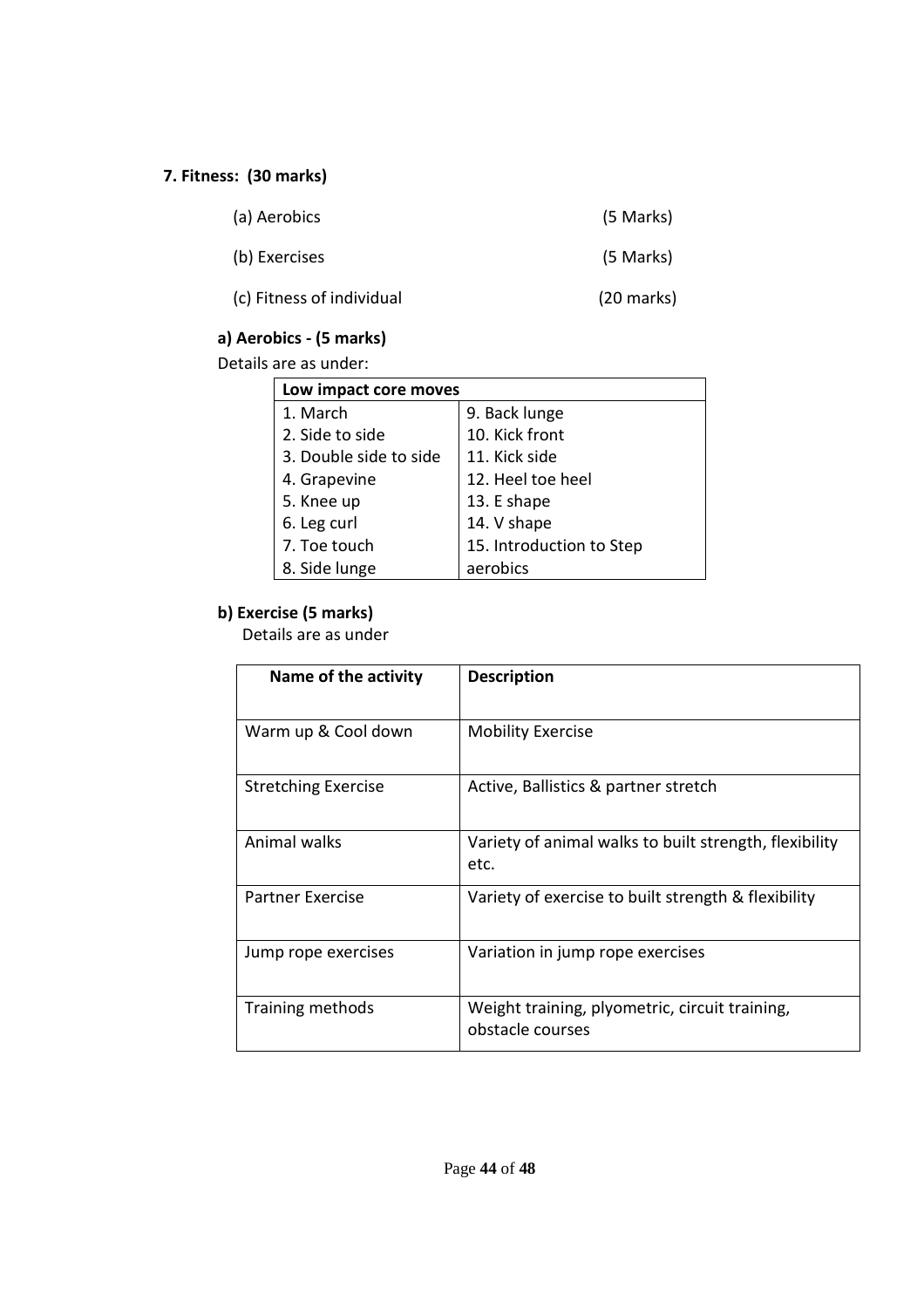**7. Fitness: (30 marks)**

| | |
|---|---|
| (a) Aerobics | (5 Marks) |
| (b) Exercises | (5 Marks) |
| (c) Fitness of individual | (20 marks) |

**a) Aerobics - (5 marks)**

Details are as under:

| Low impact core moves | |
|---|---|
| 1. March | 9. Back lunge |
| 2. Side to side | 10. Kick front |
| 3. Double side to side | 11. Kick side |
| 4. Grapevine | 12. Heel toe heel |
| 5. Knee up | 13. E shape |
| 6. Leg curl | 14. V shape |
| 7. Toe touch | 15. Introduction to Step |
| 8. Side lunge | aerobics |

**b) Exercise (5 marks)**

Details are as under

| Name of the activity | Description |
|---|---|
| Warm up & Cool down | Mobility Exercise |
| Stretching Exercise | Active, Ballistics & partner stretch |
| Animal walks | Variety of animal walks to built strength, flexibility etc. |
| Partner Exercise | Variety of exercise to built strength & flexibility |
| Jump rope exercises | Variation in jump rope exercises |
| Training methods | Weight training, plyometric, circuit training, obstacle courses |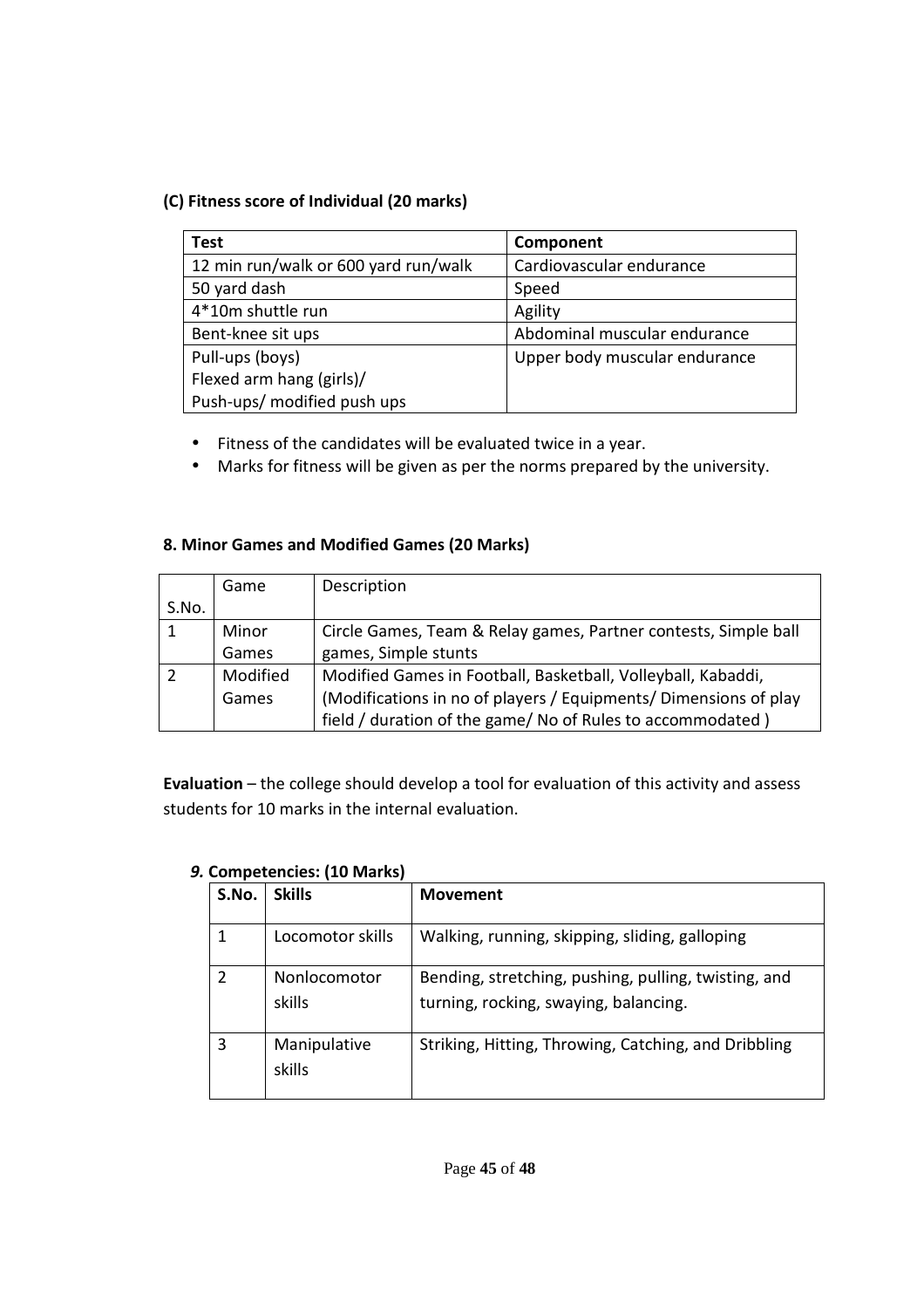**(C) Fitness score of Individual (20 marks)**

| Test | Component |
|---|---|
| 12 min run/walk or 600 yard run/walk | Cardiovascular endurance |
| 50 yard dash | Speed |
| 4*10m shuttle run | Agility |
| Bent-knee sit ups | Abdominal muscular endurance |
| Pull-ups (boys)<br>Flexed arm hang (girls)/<br>Push-ups/ modified push ups | Upper body muscular endurance |

- Fitness of the candidates will be evaluated twice in a year.
- Marks for fitness will be given as per the norms prepared by the university.

**8. Minor Games and Modified Games (20 Marks)**

| S.No. | Game | Description |
|---|---|---|
| 1 | Minor Games | Circle Games, Team & Relay games, Partner contests, Simple ball games, Simple stunts |
| 2 | Modified Games | Modified Games in Football, Basketball, Volleyball, Kabaddi, (Modifications in no of players / Equipments/ Dimensions of play field / duration of the game/ No of Rules to accommodated ) |

**Evaluation** – the college should develop a tool for evaluation of this activity and assess students for 10 marks in the internal evaluation.

***9.* Competencies: (10 Marks)**

| S.No. | Skills | Movement |
|---|---|---|
| 1 | Locomotor skills | Walking, running, skipping, sliding, galloping |
| 2 | Nonlocomotor skills | Bending, stretching, pushing, pulling, twisting, and turning, rocking, swaying, balancing. |
| 3 | Manipulative skills | Striking, Hitting, Throwing, Catching, and Dribbling |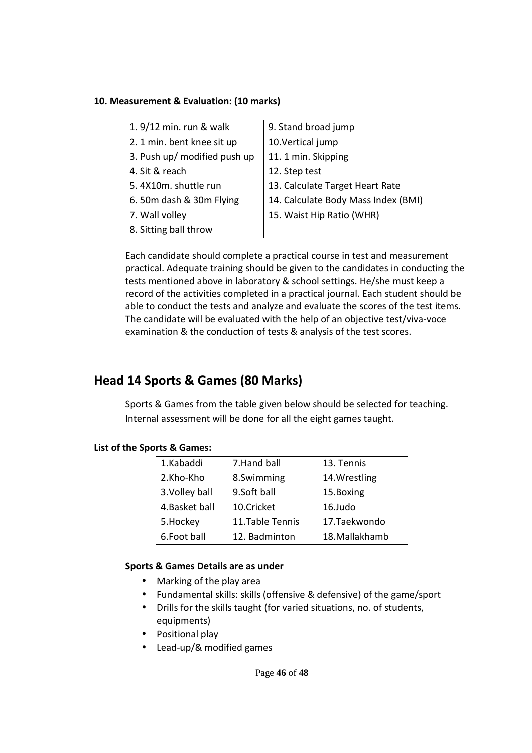**10. Measurement & Evaluation: (10 marks)**

| | |
|---|---|
| 1. 9/12 min. run & walk | 9. Stand broad jump |
| 2. 1 min. bent knee sit up | 10.Vertical jump |
| 3. Push up/ modified push up | 11. 1 min. Skipping |
| 4. Sit & reach | 12. Step test |
| 5. 4X10m. shuttle run | 13. Calculate Target Heart Rate |
| 6. 50m dash & 30m Flying | 14. Calculate Body Mass Index (BMI) |
| 7. Wall volley | 15. Waist Hip Ratio (WHR) |
| 8. Sitting ball throw | |

Each candidate should complete a practical course in test and measurement practical. Adequate training should be given to the candidates in conducting the tests mentioned above in laboratory & school settings. He/she must keep a record of the activities completed in a practical journal. Each student should be able to conduct the tests and analyze and evaluate the scores of the test items. The candidate will be evaluated with the help of an objective test/viva-voce examination & the conduction of tests & analysis of the test scores.

## Head 14 Sports & Games (80 Marks)

Sports & Games from the table given below should be selected for teaching. Internal assessment will be done for all the eight games taught.

**List of the Sports & Games:**

| | | |
|---|---|---|
| 1.Kabaddi | 7.Hand ball | 13. Tennis |
| 2.Kho-Kho | 8.Swimming | 14.Wrestling |
| 3.Volley ball | 9.Soft ball | 15.Boxing |
| 4.Basket ball | 10.Cricket | 16.Judo |
| 5.Hockey | 11.Table Tennis | 17.Taekwondo |
| 6.Foot ball | 12. Badminton | 18.Mallakhamb |

**Sports & Games Details are as under**

- Marking of the play area
- Fundamental skills: skills (offensive & defensive) of the game/sport
- Drills for the skills taught (for varied situations, no. of students, equipments)
- Positional play
- Lead-up/& modified games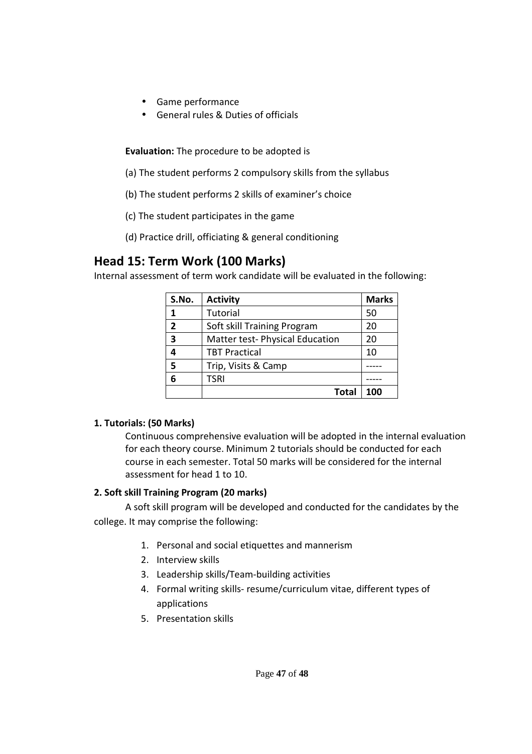- Game performance
- General rules & Duties of officials

**Evaluation:** The procedure to be adopted is

(a) The student performs 2 compulsory skills from the syllabus

(b) The student performs 2 skills of examiner's choice

(c) The student participates in the game

(d) Practice drill, officiating & general conditioning

## Head 15: Term Work (100 Marks)

Internal assessment of term work candidate will be evaluated in the following:

| S.No. | Activity | Marks |
|---|---|---|
| 1 | Tutorial | 50 |
| 2 | Soft skill Training Program | 20 |
| 3 | Matter test- Physical Education | 20 |
| 4 | TBT Practical | 10 |
| 5 | Trip, Visits & Camp | ----- |
| 6 | TSRI | ----- |
| | **Total** | **100** |

**1. Tutorials: (50 Marks)**

Continuous comprehensive evaluation will be adopted in the internal evaluation for each theory course. Minimum 2 tutorials should be conducted for each course in each semester. Total 50 marks will be considered for the internal assessment for head 1 to 10.

**2. Soft skill Training Program (20 marks)**

A soft skill program will be developed and conducted for the candidates by the college. It may comprise the following:

1. Personal and social etiquettes and mannerism
2. Interview skills
3. Leadership skills/Team-building activities
4. Formal writing skills- resume/curriculum vitae, different types of applications
5. Presentation skills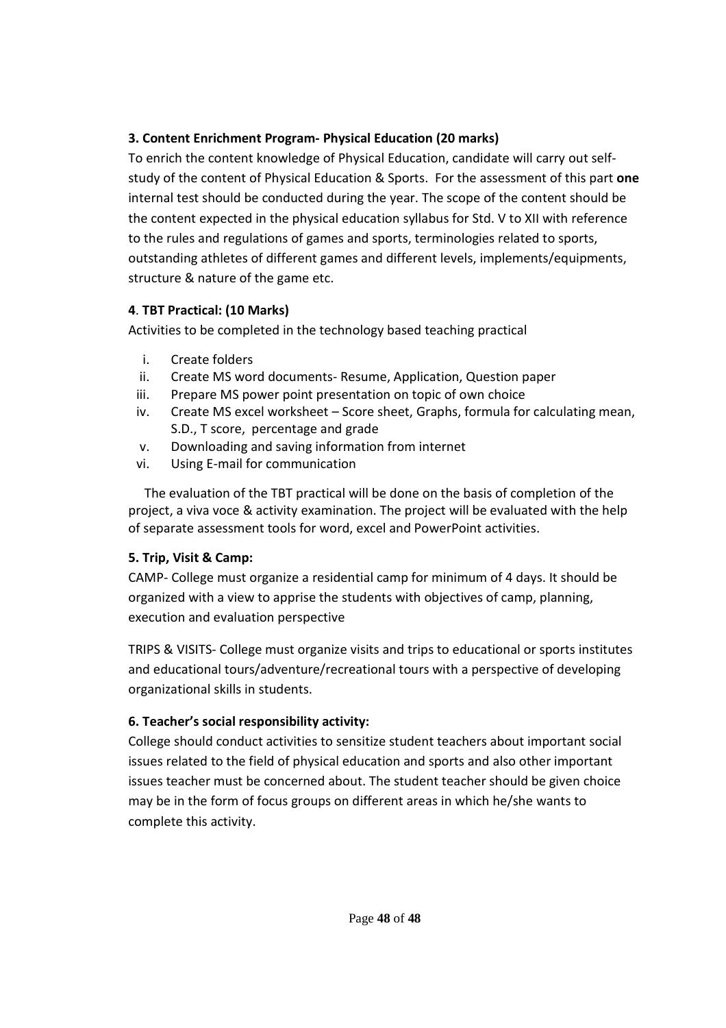**3. Content Enrichment Program- Physical Education (20 marks)**

To enrich the content knowledge of Physical Education, candidate will carry out self-study of the content of Physical Education & Sports. For the assessment of this part **one** internal test should be conducted during the year. The scope of the content should be the content expected in the physical education syllabus for Std. V to XII with reference to the rules and regulations of games and sports, terminologies related to sports, outstanding athletes of different games and different levels, implements/equipments, structure & nature of the game etc.

**4**. **TBT Practical: (10 Marks)**

Activities to be completed in the technology based teaching practical

i. Create folders
ii. Create MS word documents- Resume, Application, Question paper
iii. Prepare MS power point presentation on topic of own choice
iv. Create MS excel worksheet – Score sheet, Graphs, formula for calculating mean, S.D., T score, percentage and grade
v. Downloading and saving information from internet
vi. Using E-mail for communication

The evaluation of the TBT practical will be done on the basis of completion of the project, a viva voce & activity examination. The project will be evaluated with the help of separate assessment tools for word, excel and PowerPoint activities.

**5. Trip, Visit & Camp:**

CAMP- College must organize a residential camp for minimum of 4 days. It should be organized with a view to apprise the students with objectives of camp, planning, execution and evaluation perspective

TRIPS & VISITS- College must organize visits and trips to educational or sports institutes and educational tours/adventure/recreational tours with a perspective of developing organizational skills in students.

**6. Teacher's social responsibility activity:**

College should conduct activities to sensitize student teachers about important social issues related to the field of physical education and sports and also other important issues teacher must be concerned about. The student teacher should be given choice may be in the form of focus groups on different areas in which he/she wants to complete this activity.